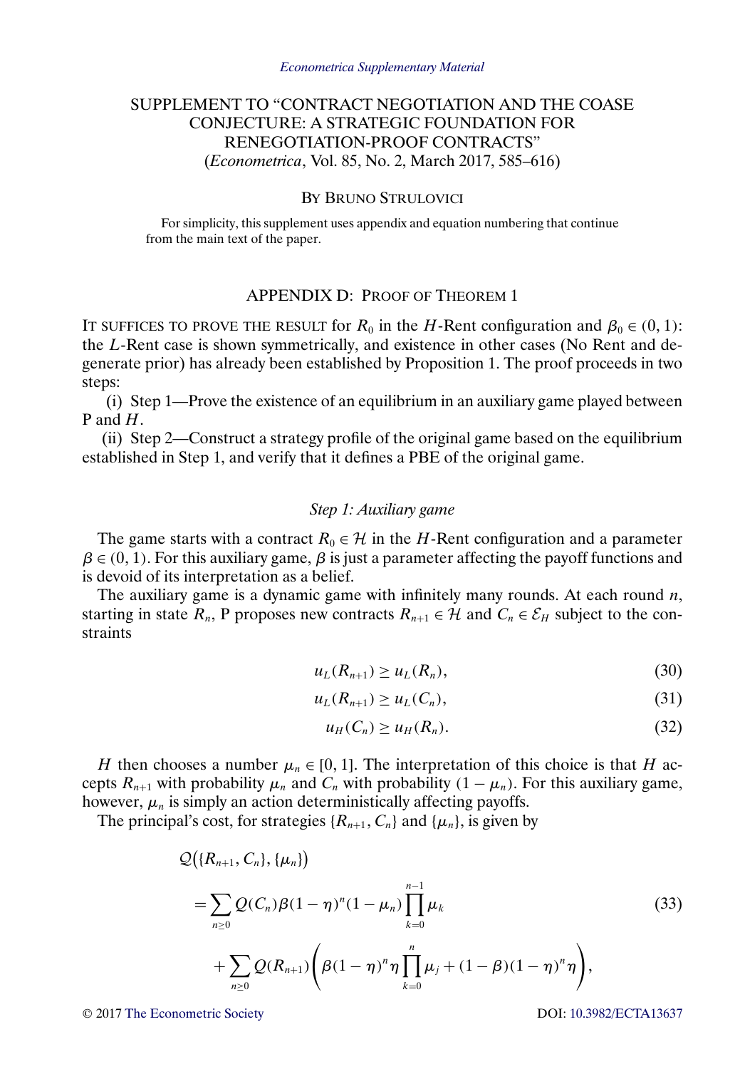*Econometrica Supplementary Material*

# SUPPLEMENT TO "CONTRACT NEGOTIATION AND THE COASE CONJECTURE: A STRATEGIC FOUNDATION FOR RENEGOTIATION-PROOF CONTRACTS"
(*Econometrica*, Vol. 85, No. 2, March 2017, 585–616)

BY BRUNO STRULOVICI

For simplicity, this supplement uses appendix and equation numbering that continue from the main text of the paper.

## APPENDIX D: PROOF OF THEOREM 1

IT SUFFICES TO PROVE THE RESULT for $R_0$ in the $H$-Rent configuration and $\beta_0 \in (0, 1)$: the $L$-Rent case is shown symmetrically, and existence in other cases (No Rent and degenerate prior) has already been established by Proposition 1. The proof proceeds in two steps:

(i) Step 1—Prove the existence of an equilibrium in an auxiliary game played between P and $H$.

(ii) Step 2—Construct a strategy profile of the original game based on the equilibrium established in Step 1, and verify that it defines a PBE of the original game.

### *Step 1: Auxiliary game*

The game starts with a contract $R_0 \in \mathcal{H}$ in the $H$-Rent configuration and a parameter $\beta \in (0, 1)$. For this auxiliary game, $\beta$ is just a parameter affecting the payoff functions and is devoid of its interpretation as a belief.

The auxiliary game is a dynamic game with infinitely many rounds. At each round $n$, starting in state $R_n$, P proposes new contracts $R_{n+1} \in \mathcal{H}$ and $C_n \in \mathcal{E}_H$ subject to the constraints

$$u_L(R_{n+1}) \geq u_L(R_n), \tag{30}$$

$$u_L(R_{n+1}) \geq u_L(C_n), \tag{31}$$

$$u_H(C_n) \geq u_H(R_n). \tag{32}$$

$H$ then chooses a number $\mu_n \in [0, 1]$. The interpretation of this choice is that $H$ accepts $R_{n+1}$ with probability $\mu_n$ and $C_n$ with probability $(1 - \mu_n)$. For this auxiliary game, however, $\mu_n$ is simply an action deterministically affecting payoffs.

The principal's cost, for strategies $\{R_{n+1}, C_n\}$ and $\{\mu_n\}$, is given by

$$\begin{aligned}
&\mathcal{Q}\big(\{R_{n+1}, C_n\}, \{\mu_n\}\big) \\
&\quad = \sum_{n \geq 0} Q(C_n)\beta(1-\eta)^n(1-\mu_n)\prod_{k=0}^{n-1}\mu_k \\
&\qquad + \sum_{n \geq 0} Q(R_{n+1})\left(\beta(1-\eta)^n\eta\prod_{k=0}^{n}\mu_j + (1-\beta)(1-\eta)^n\eta\right),
\end{aligned} \tag{33}$$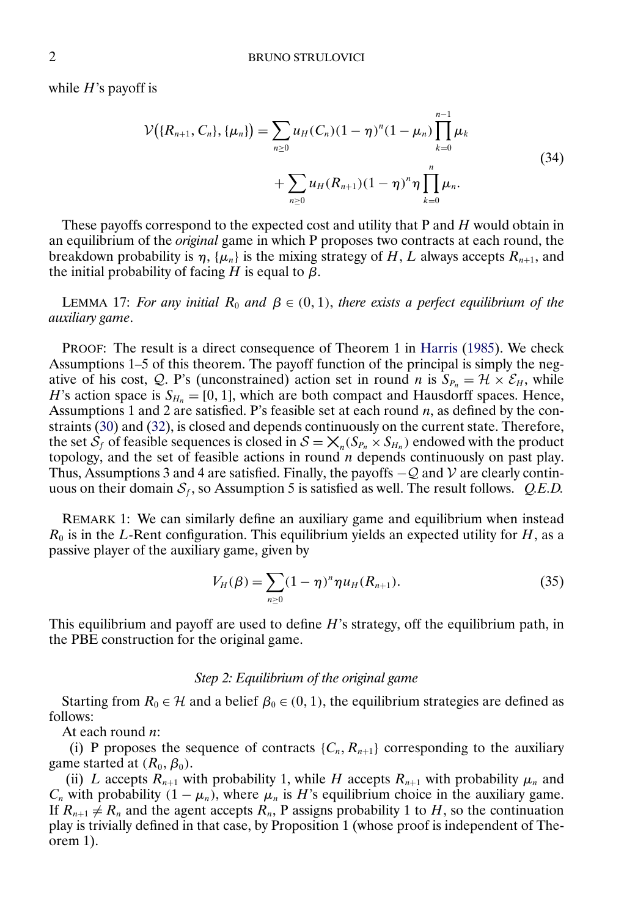while $H$'s payoff is

$$\mathcal{V}\big(\{R_{n+1}, C_n\}, \{\mu_n\}\big) = \sum_{n\geq 0} u_H(C_n)(1-\eta)^n(1-\mu_n)\prod_{k=0}^{n-1}\mu_k + \sum_{n\geq 0} u_H(R_{n+1})(1-\eta)^n\eta\prod_{k=0}^{n}\mu_n. \tag{34}$$

These payoffs correspond to the expected cost and utility that P and $H$ would obtain in an equilibrium of the *original* game in which P proposes two contracts at each round, the breakdown probability is $\eta$, $\{\mu_n\}$ is the mixing strategy of $H$, $L$ always accepts $R_{n+1}$, and the initial probability of facing $H$ is equal to $\beta$.

LEMMA 17: *For any initial $R_0$ and $\beta \in (0, 1)$, there exists a perfect equilibrium of the auxiliary game*.

PROOF: The result is a direct consequence of Theorem 1 in Harris (1985). We check Assumptions 1–5 of this theorem. The payoff function of the principal is simply the negative of his cost, $\mathcal{Q}$. P's (unconstrained) action set in round $n$ is $S_{P_n} = \mathcal{H} \times \mathcal{E}_H$, while $H$'s action space is $S_{H_n} = [0, 1]$, which are both compact and Hausdorff spaces. Hence, Assumptions 1 and 2 are satisfied. P's feasible set at each round $n$, as defined by the constraints (30) and (32), is closed and depends continuously on the current state. Therefore, the set $\mathcal{S}_f$ of feasible sequences is closed in $\mathcal{S} = \times_n(S_{P_n} \times S_{H_n})$ endowed with the product topology, and the set of feasible actions in round $n$ depends continuously on past play. Thus, Assumptions 3 and 4 are satisfied. Finally, the payoffs $-\mathcal{Q}$ and $\mathcal{V}$ are clearly continuous on their domain $\mathcal{S}_f$, so Assumption 5 is satisfied as well. The result follows. *Q.E.D.*

REMARK 1: We can similarly define an auxiliary game and equilibrium when instead $R_0$ is in the $L$-Rent configuration. This equilibrium yields an expected utility for $H$, as a passive player of the auxiliary game, given by

$$V_H(\beta) = \sum_{n\geq 0}(1-\eta)^n\eta u_H(R_{n+1}). \tag{35}$$

This equilibrium and payoff are used to define $H$'s strategy, off the equilibrium path, in the PBE construction for the original game.

*Step 2: Equilibrium of the original game*

Starting from $R_0 \in \mathcal{H}$ and a belief $\beta_0 \in (0, 1)$, the equilibrium strategies are defined as follows:

At each round $n$:

(i) P proposes the sequence of contracts $\{C_n, R_{n+1}\}$ corresponding to the auxiliary game started at $(R_0, \beta_0)$.

(ii) $L$ accepts $R_{n+1}$ with probability 1, while $H$ accepts $R_{n+1}$ with probability $\mu_n$ and $C_n$ with probability $(1 - \mu_n)$, where $\mu_n$ is $H$'s equilibrium choice in the auxiliary game. If $R_{n+1} \neq R_n$ and the agent accepts $R_n$, P assigns probability 1 to $H$, so the continuation play is trivially defined in that case, by Proposition 1 (whose proof is independent of Theorem 1).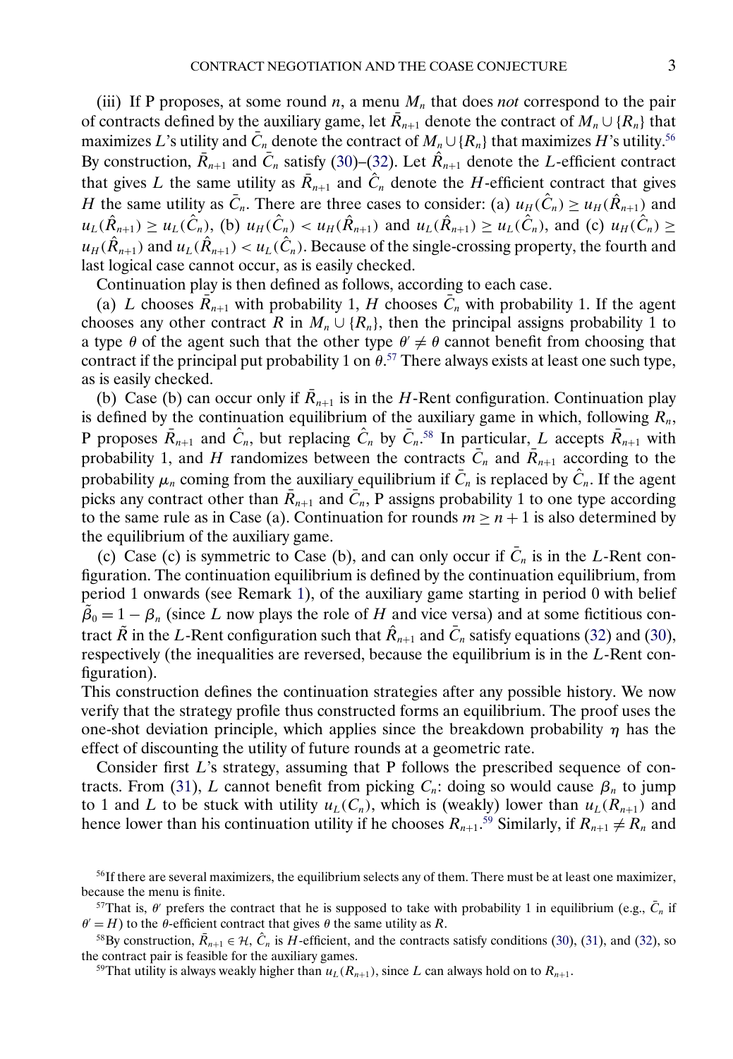(iii) If P proposes, at some round $n$, a menu $M_n$ that does *not* correspond to the pair of contracts defined by the auxiliary game, let $\bar{R}_{n+1}$ denote the contract of $M_n \cup \{R_n\}$ that maximizes $L$'s utility and $\bar{C}_n$ denote the contract of $M_n \cup \{R_n\}$ that maximizes $H$'s utility.[56] By construction, $\bar{R}_{n+1}$ and $\bar{C}_n$ satisfy (30)–(32). Let $\hat{R}_{n+1}$ denote the $L$-efficient contract that gives $L$ the same utility as $\bar{R}_{n+1}$ and $\hat{C}_n$ denote the $H$-efficient contract that gives $H$ the same utility as $\bar{C}_n$. There are three cases to consider: (a) $u_H(\hat{C}_n) \geq u_H(\hat{R}_{n+1})$ and $u_L(\hat{R}_{n+1}) \geq u_L(\hat{C}_n)$, (b) $u_H(\hat{C}_n) < u_H(\hat{R}_{n+1})$ and $u_L(\hat{R}_{n+1}) \geq u_L(\hat{C}_n)$, and (c) $u_H(\hat{C}_n) \geq u_H(\hat{R}_{n+1})$ and $u_L(\hat{R}_{n+1}) < u_L(\hat{C}_n)$. Because of the single-crossing property, the fourth and last logical case cannot occur, as is easily checked.

Continuation play is then defined as follows, according to each case.

(a) $L$ chooses $\bar{R}_{n+1}$ with probability 1, $H$ chooses $\bar{C}_n$ with probability 1. If the agent chooses any other contract $R$ in $M_n \cup \{R_n\}$, then the principal assigns probability 1 to a type $\theta$ of the agent such that the other type $\theta' \neq \theta$ cannot benefit from choosing that contract if the principal put probability 1 on $\theta$.[57] There always exists at least one such type, as is easily checked.

(b) Case (b) can occur only if $\bar{R}_{n+1}$ is in the $H$-Rent configuration. Continuation play is defined by the continuation equilibrium of the auxiliary game in which, following $R_n$, P proposes $\bar{R}_{n+1}$ and $\hat{C}_n$, but replacing $\hat{C}_n$ by $\bar{C}_n$.[58] In particular, $L$ accepts $\bar{R}_{n+1}$ with probability 1, and $H$ randomizes between the contracts $\bar{C}_n$ and $\bar{R}_{n+1}$ according to the probability $\mu_n$ coming from the auxiliary equilibrium if $\bar{C}_n$ is replaced by $\hat{C}_n$. If the agent picks any contract other than $\bar{R}_{n+1}$ and $\bar{C}_n$, P assigns probability 1 to one type according to the same rule as in Case (a). Continuation for rounds $m \geq n+1$ is also determined by the equilibrium of the auxiliary game.

(c) Case (c) is symmetric to Case (b), and can only occur if $\bar{C}_n$ is in the $L$-Rent configuration. The continuation equilibrium is defined by the continuation equilibrium, from period 1 onwards (see Remark 1), of the auxiliary game starting in period 0 with belief $\tilde{\beta}_0 = 1 - \beta_n$ (since $L$ now plays the role of $H$ and vice versa) and at some fictitious contract $\tilde{R}$ in the $L$-Rent configuration such that $\hat{R}_{n+1}$ and $\bar{C}_n$ satisfy equations (32) and (30), respectively (the inequalities are reversed, because the equilibrium is in the $L$-Rent configuration).

This construction defines the continuation strategies after any possible history. We now verify that the strategy profile thus constructed forms an equilibrium. The proof uses the one-shot deviation principle, which applies since the breakdown probability $\eta$ has the effect of discounting the utility of future rounds at a geometric rate.

Consider first $L$'s strategy, assuming that P follows the prescribed sequence of contracts. From (31), $L$ cannot benefit from picking $C_n$: doing so would cause $\beta_n$ to jump to 1 and $L$ to be stuck with utility $u_L(C_n)$, which is (weakly) lower than $u_L(R_{n+1})$ and hence lower than his continuation utility if he chooses $R_{n+1}$.[59] Similarly, if $R_{n+1} \neq R_n$ and

[56] If there are several maximizers, the equilibrium selects any of them. There must be at least one maximizer, because the menu is finite.

[57] That is, $\theta'$ prefers the contract that he is supposed to take with probability 1 in equilibrium (e.g., $\bar{C}_n$ if $\theta' = H$) to the $\theta$-efficient contract that gives $\theta$ the same utility as $R$.

[58] By construction, $\bar{R}_{n+1} \in \mathcal{H}$, $\hat{C}_n$ is $H$-efficient, and the contracts satisfy conditions (30), (31), and (32), so the contract pair is feasible for the auxiliary games.

[59] That utility is always weakly higher than $u_L(R_{n+1})$, since $L$ can always hold on to $R_{n+1}$.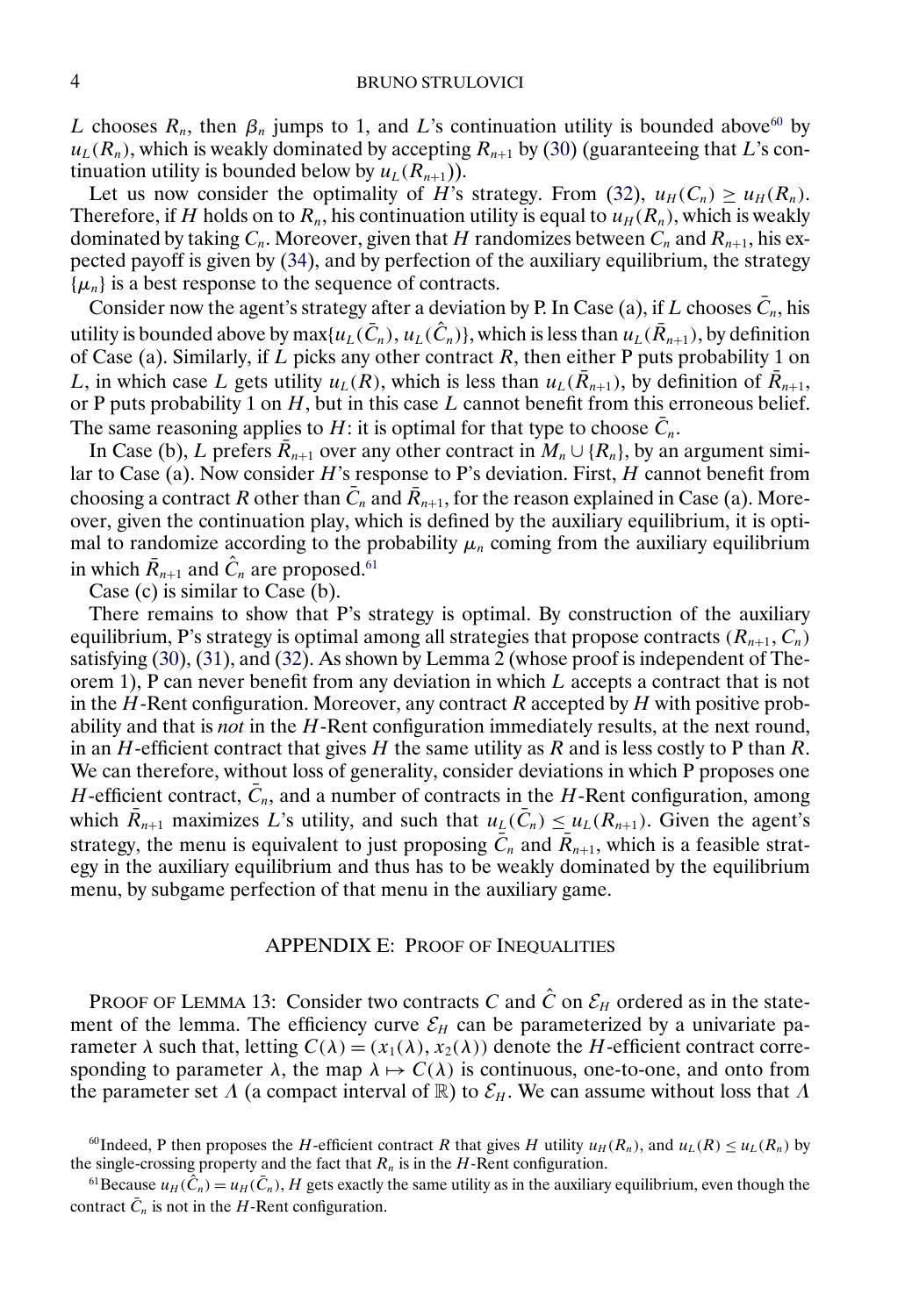$L$ chooses $R_n$, then $\beta_n$ jumps to 1, and $L$'s continuation utility is bounded above[60] by $u_L(R_n)$, which is weakly dominated by accepting $R_{n+1}$ by (30) (guaranteeing that $L$'s continuation utility is bounded below by $u_L(R_{n+1})$).

Let us now consider the optimality of $H$'s strategy. From (32), $u_H(C_n) \geq u_H(R_n)$. Therefore, if $H$ holds on to $R_n$, his continuation utility is equal to $u_H(R_n)$, which is weakly dominated by taking $C_n$. Moreover, given that $H$ randomizes between $C_n$ and $R_{n+1}$, his expected payoff is given by (34), and by perfection of the auxiliary equilibrium, the strategy $\{\mu_n\}$ is a best response to the sequence of contracts.

Consider now the agent's strategy after a deviation by P. In Case (a), if $L$ chooses $\bar{C}_n$, his utility is bounded above by $\max\{u_L(\bar{C}_n), u_L(\hat{C}_n)\}$, which is less than $u_L(\bar{R}_{n+1})$, by definition of Case (a). Similarly, if $L$ picks any other contract $R$, then either P puts probability 1 on $L$, in which case $L$ gets utility $u_L(R)$, which is less than $u_L(\bar{R}_{n+1})$, by definition of $\bar{R}_{n+1}$, or P puts probability 1 on $H$, but in this case $L$ cannot benefit from this erroneous belief. The same reasoning applies to $H$: it is optimal for that type to choose $\bar{C}_n$.

In Case (b), $L$ prefers $\bar{R}_{n+1}$ over any other contract in $M_n \cup \{R_n\}$, by an argument similar to Case (a). Now consider $H$'s response to P's deviation. First, $H$ cannot benefit from choosing a contract $R$ other than $\bar{C}_n$ and $\bar{R}_{n+1}$, for the reason explained in Case (a). Moreover, given the continuation play, which is defined by the auxiliary equilibrium, it is optimal to randomize according to the probability $\mu_n$ coming from the auxiliary equilibrium in which $\bar{R}_{n+1}$ and $\hat{C}_n$ are proposed.[61]

Case (c) is similar to Case (b).

There remains to show that P's strategy is optimal. By construction of the auxiliary equilibrium, P's strategy is optimal among all strategies that propose contracts $(R_{n+1}, C_n)$ satisfying (30), (31), and (32). As shown by Lemma 2 (whose proof is independent of Theorem 1), P can never benefit from any deviation in which $L$ accepts a contract that is not in the $H$-Rent configuration. Moreover, any contract $R$ accepted by $H$ with positive probability and that is *not* in the $H$-Rent configuration immediately results, at the next round, in an $H$-efficient contract that gives $H$ the same utility as $R$ and is less costly to P than $R$. We can therefore, without loss of generality, consider deviations in which P proposes one $H$-efficient contract, $\bar{C}_n$, and a number of contracts in the $H$-Rent configuration, among which $\bar{R}_{n+1}$ maximizes $L$'s utility, and such that $u_L(\bar{C}_n) \leq u_L(R_{n+1})$. Given the agent's strategy, the menu is equivalent to just proposing $\bar{C}_n$ and $\bar{R}_{n+1}$, which is a feasible strategy in the auxiliary equilibrium and thus has to be weakly dominated by the equilibrium menu, by subgame perfection of that menu in the auxiliary game.

## APPENDIX E: PROOF OF INEQUALITIES

PROOF OF LEMMA 13: Consider two contracts $C$ and $\hat{C}$ on $\mathcal{E}_H$ ordered as in the statement of the lemma. The efficiency curve $\mathcal{E}_H$ can be parameterized by a univariate parameter $\lambda$ such that, letting $C(\lambda) = (x_1(\lambda), x_2(\lambda))$ denote the $H$-efficient contract corresponding to parameter $\lambda$, the map $\lambda \mapsto C(\lambda)$ is continuous, one-to-one, and onto from the parameter set $\Lambda$ (a compact interval of $\mathbb{R}$) to $\mathcal{E}_H$. We can assume without loss that $\Lambda$

[60] Indeed, P then proposes the $H$-efficient contract $R$ that gives $H$ utility $u_H(R_n)$, and $u_L(R) \leq u_L(R_n)$ by the single-crossing property and the fact that $R_n$ is in the $H$-Rent configuration.

[61] Because $u_H(\hat{C}_n) = u_H(\bar{C}_n)$, $H$ gets exactly the same utility as in the auxiliary equilibrium, even though the contract $\bar{C}_n$ is not in the $H$-Rent configuration.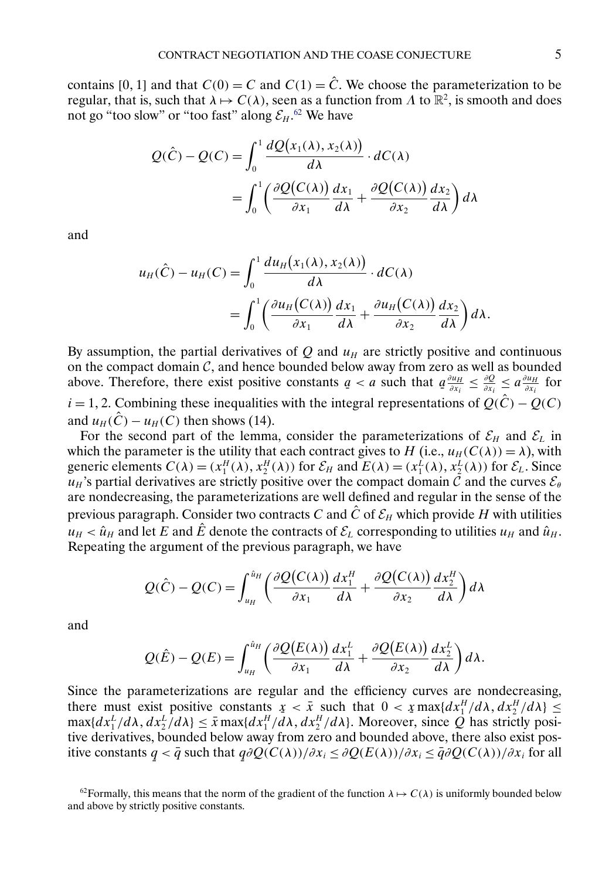contains [0, 1] and that $C(0) = C$ and $C(1) = \hat{C}$. We choose the parameterization to be regular, that is, such that $\lambda \mapsto C(\lambda)$, seen as a function from $\Lambda$ to $\mathbb{R}^2$, is smooth and does not go "too slow" or "too fast" along $\mathcal{E}_H$.[62] We have

$$Q(\hat{C}) - Q(C) = \int_0^1 \frac{dQ(x_1(\lambda), x_2(\lambda))}{d\lambda} \cdot dC(\lambda)$$
$$= \int_0^1 \left( \frac{\partial Q(C(\lambda))}{\partial x_1} \frac{dx_1}{d\lambda} + \frac{\partial Q(C(\lambda))}{\partial x_2} \frac{dx_2}{d\lambda} \right) d\lambda$$

and

$$u_H(\hat{C}) - u_H(C) = \int_0^1 \frac{du_H(x_1(\lambda), x_2(\lambda))}{d\lambda} \cdot dC(\lambda)$$
$$= \int_0^1 \left( \frac{\partial u_H(C(\lambda))}{\partial x_1} \frac{dx_1}{d\lambda} + \frac{\partial u_H(C(\lambda))}{\partial x_2} \frac{dx_2}{d\lambda} \right) d\lambda.$$

By assumption, the partial derivatives of $Q$ and $u_H$ are strictly positive and continuous on the compact domain $\mathcal{C}$, and hence bounded below away from zero as well as bounded above. Therefore, there exist positive constants $\underline{a} < a$ such that $\underline{a} \frac{\partial u_H}{\partial x_i} \leq \frac{\partial Q}{\partial x_i} \leq a \frac{\partial u_H}{\partial x_i}$ for $i = 1, 2$. Combining these inequalities with the integral representations of $Q(\hat{C}) - Q(C)$ and $u_H(\hat{C}) - u_H(C)$ then shows (14).

For the second part of the lemma, consider the parameterizations of $\mathcal{E}_H$ and $\mathcal{E}_L$ in which the parameter is the utility that each contract gives to $H$ (i.e., $u_H(C(\lambda)) = \lambda$), with generic elements $C(\lambda) = (x_1^H(\lambda), x_2^H(\lambda))$ for $\mathcal{E}_H$ and $E(\lambda) = (x_1^L(\lambda), x_2^L(\lambda))$ for $\mathcal{E}_L$. Since $u_H$'s partial derivatives are strictly positive over the compact domain $\mathcal{C}$ and the curves $\mathcal{E}_\theta$ are nondecreasing, the parameterizations are well defined and regular in the sense of the previous paragraph. Consider two contracts $C$ and $\hat{C}$ of $\mathcal{E}_H$ which provide $H$ with utilities $u_H < \hat{u}_H$ and let $E$ and $\hat{E}$ denote the contracts of $\mathcal{E}_L$ corresponding to utilities $u_H$ and $\hat{u}_H$. Repeating the argument of the previous paragraph, we have

$$Q(\hat{C}) - Q(C) = \int_{u_H}^{\hat{u}_H} \left( \frac{\partial Q(C(\lambda))}{\partial x_1} \frac{dx_1^H}{d\lambda} + \frac{\partial Q(C(\lambda))}{\partial x_2} \frac{dx_2^H}{d\lambda} \right) d\lambda$$

and

$$Q(\hat{E}) - Q(E) = \int_{u_H}^{\hat{u}_H} \left( \frac{\partial Q(E(\lambda))}{\partial x_1} \frac{dx_1^L}{d\lambda} + \frac{\partial Q(E(\lambda))}{\partial x_2} \frac{dx_2^L}{d\lambda} \right) d\lambda.$$

Since the parameterizations are regular and the efficiency curves are nondecreasing, there must exist positive constants $\underline{x} < \bar{x}$ such that $0 < \underline{x} \max\{dx_1^H/d\lambda, dx_2^H/d\lambda\} \leq \max\{dx_1^L/d\lambda, dx_2^L/d\lambda\} \leq \bar{x} \max\{dx_1^H/d\lambda, dx_2^H/d\lambda\}$. Moreover, since $Q$ has strictly positive derivatives, bounded below away from zero and bounded above, there also exist positive constants $\underline{q} < \bar{q}$ such that $\underline{q}\partial Q(C(\lambda))/\partial x_i \leq \partial Q(E(\lambda))/\partial x_i \leq \bar{q}\partial Q(C(\lambda))/\partial x_i$ for all

[62] Formally, this means that the norm of the gradient of the function $\lambda \mapsto C(\lambda)$ is uniformly bounded below and above by strictly positive constants.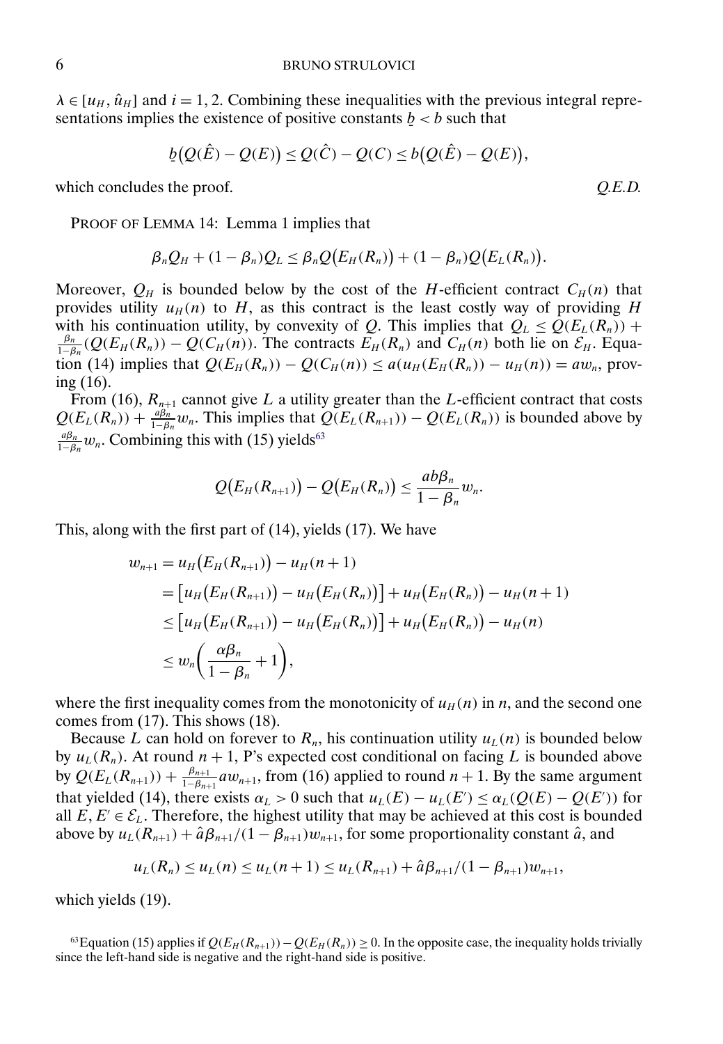$\lambda \in [u_H, \hat{u}_H]$ and $i = 1, 2$. Combining these inequalities with the previous integral representations implies the existence of positive constants $\underline{b} < b$ such that

$$\underline{b}\big(Q(\hat{E}) - Q(E)\big) \leq Q(\hat{C}) - Q(C) \leq b\big(Q(\hat{E}) - Q(E)\big),$$

which concludes the proof. *Q.E.D.*

PROOF OF LEMMA 14: Lemma 1 implies that

$$\beta_n Q_H + (1 - \beta_n) Q_L \leq \beta_n Q\big(E_H(R_n)\big) + (1 - \beta_n) Q\big(E_L(R_n)\big).$$

Moreover, $Q_H$ is bounded below by the cost of the $H$-efficient contract $C_H(n)$ that provides utility $u_H(n)$ to $H$, as this contract is the least costly way of providing $H$ with his continuation utility, by convexity of $Q$. This implies that $Q_L \leq Q(E_L(R_n)) + \frac{\beta_n}{1-\beta_n}(Q(E_H(R_n)) - Q(C_H(n)))$. The contracts $E_H(R_n)$ and $C_H(n)$ both lie on $\mathcal{E}_H$. Equation (14) implies that $Q(E_H(R_n)) - Q(C_H(n)) \leq a(u_H(E_H(R_n)) - u_H(n)) = a w_n$, proving (16).

From (16), $R_{n+1}$ cannot give $L$ a utility greater than the $L$-efficient contract that costs $Q(E_L(R_n)) + \frac{a\beta_n}{1-\beta_n} w_n$. This implies that $Q(E_L(R_{n+1})) - Q(E_L(R_n))$ is bounded above by $\frac{a\beta_n}{1-\beta_n} w_n$. Combining this with (15) yields[63]

$$Q\big(E_H(R_{n+1})\big) - Q\big(E_H(R_n)\big) \leq \frac{ab\beta_n}{1 - \beta_n} w_n.$$

This, along with the first part of (14), yields (17). We have

$$\begin{aligned}
w_{n+1} &= u_H\big(E_H(R_{n+1})\big) - u_H(n+1) \\
&= \big[u_H\big(E_H(R_{n+1})\big) - u_H\big(E_H(R_n)\big)\big] + u_H\big(E_H(R_n)\big) - u_H(n+1) \\
&\leq \big[u_H\big(E_H(R_{n+1})\big) - u_H\big(E_H(R_n)\big)\big] + u_H\big(E_H(R_n)\big) - u_H(n) \\
&\leq w_n\left(\frac{\alpha\beta_n}{1 - \beta_n} + 1\right),
\end{aligned}$$

where the first inequality comes from the monotonicity of $u_H(n)$ in $n$, and the second one comes from (17). This shows (18).

Because $L$ can hold on forever to $R_n$, his continuation utility $u_L(n)$ is bounded below by $u_L(R_n)$. At round $n+1$, P's expected cost conditional on facing $L$ is bounded above by $Q(E_L(R_{n+1})) + \frac{\beta_{n+1}}{1-\beta_{n+1}} a w_{n+1}$, from (16) applied to round $n+1$. By the same argument that yielded (14), there exists $\alpha_L > 0$ such that $u_L(E) - u_L(E') \leq \alpha_L(Q(E) - Q(E'))$ for all $E, E' \in \mathcal{E}_L$. Therefore, the highest utility that may be achieved at this cost is bounded above by $u_L(R_{n+1}) + \hat{a}\beta_{n+1}/(1 - \beta_{n+1}) w_{n+1}$, for some proportionality constant $\hat{a}$, and

$$u_L(R_n) \leq u_L(n) \leq u_L(n+1) \leq u_L(R_{n+1}) + \hat{a}\beta_{n+1}/(1 - \beta_{n+1}) w_{n+1},$$

which yields (19).

[63] Equation (15) applies if $Q(E_H(R_{n+1})) - Q(E_H(R_n)) \geq 0$. In the opposite case, the inequality holds trivially since the left-hand side is negative and the right-hand side is positive.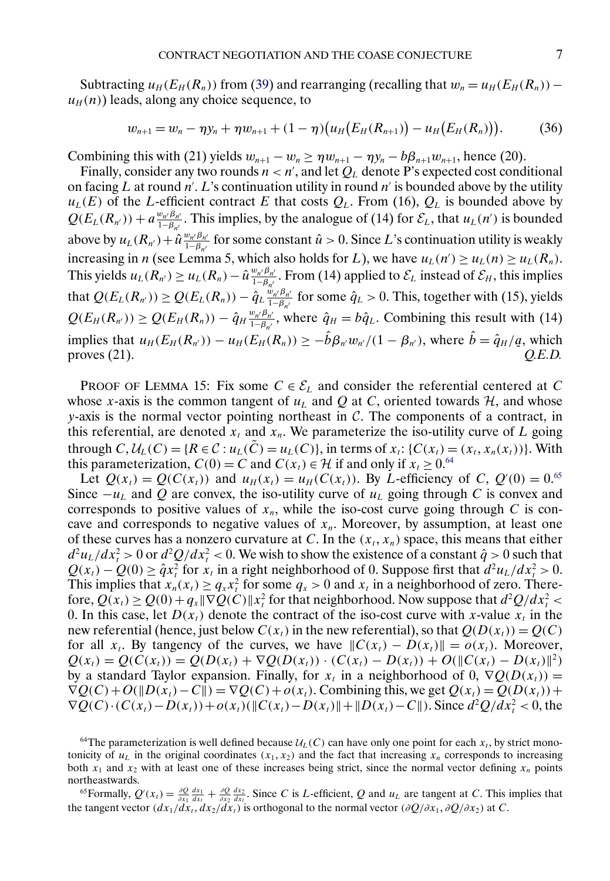Subtracting $u_H(E_H(R_n))$ from (39) and rearranging (recalling that $w_n = u_H(E_H(R_n)) - u_H(n)$) leads, along any choice sequence, to

$$w_{n+1} = w_n - \eta y_n + \eta w_{n+1} + (1-\eta)\big(u_H\big(E_H(R_{n+1})\big) - u_H\big(E_H(R_n)\big)\big). \tag{36}$$

Combining this with (21) yields $w_{n+1} - w_n \geq \eta w_{n+1} - \eta y_n - b\beta_{n+1}w_{n+1}$, hence (20).

Finally, consider any two rounds $n < n'$, and let $Q_L$ denote P's expected cost conditional on facing $L$ at round $n'$. $L$'s continuation utility in round $n'$ is bounded above by the utility $u_L(E)$ of the $L$-efficient contract $E$ that costs $Q_L$. From (16), $Q_L$ is bounded above by $Q(E_L(R_{n'})) + a\frac{w_{n'}\beta_{n'}}{1-\beta_{n'}}$. This implies, by the analogue of (14) for $\mathcal{E}_L$, that $u_L(n')$ is bounded above by $u_L(R_{n'}) + \hat{u}\frac{w_{n'}\beta_{n'}}{1-\beta_{n'}}$ for some constant $\hat{u} > 0$. Since $L$'s continuation utility is weakly increasing in $n$ (see Lemma 5, which also holds for $L$), we have $u_L(n') \geq u_L(n) \geq u_L(R_n)$. This yields $u_L(R_{n'}) \geq u_L(R_n) - \hat{u}\frac{w_{n'}\beta_{n'}}{1-\beta_{n'}}$. From (14) applied to $\mathcal{E}_L$ instead of $\mathcal{E}_H$, this implies that $Q(E_L(R_{n'})) \geq Q(E_L(R_n)) - \hat{q}_L\frac{w_{n'}\beta_{n'}}{1-\beta_{n'}}$ for some $\hat{q}_L > 0$. This, together with (15), yields $Q(E_H(R_{n'})) \geq Q(E_H(R_n)) - \hat{q}_H\frac{w_{n'}\beta_{n'}}{1-\beta_{n'}}$, where $\hat{q}_H = b\hat{q}_L$. Combining this result with (14) implies that $u_H(E_H(R_{n'})) - u_H(E_H(R_n)) \geq -\hat{b}\beta_{n'}w_{n'}/(1-\beta_{n'})$, where $\hat{b} = \hat{q}_H/\underline{a}$, which proves (21). *Q.E.D.*

PROOF OF LEMMA 15: Fix some $C \in \mathcal{E}_L$ and consider the referential centered at $C$ whose $x$-axis is the common tangent of $u_L$ and $Q$ at $C$, oriented towards $\mathcal{H}$, and whose $y$-axis is the normal vector pointing northeast in $\mathcal{C}$. The components of a contract, in this referential, are denoted $x_t$ and $x_n$. We parameterize the iso-utility curve of $L$ going through $C$, $\mathcal{U}_L(C) = \{R \in \mathcal{C} : u_L(\tilde{C}) = u_L(C)\}$, in terms of $x_t$: $\{C(x_t) = (x_t, x_n(x_t))\}$. With this parameterization, $C(0) = C$ and $C(x_t) \in \mathcal{H}$ if and only if $x_t \geq 0$.[64]

Let $Q(x_t) = Q(C(x_t))$ and $u_H(x_t) = u_H(C(x_t))$. By $L$-efficiency of $C$, $Q'(0) = 0$.[65] Since $-u_L$ and $Q$ are convex, the iso-utility curve of $u_L$ going through $C$ is convex and corresponds to positive values of $x_n$, while the iso-cost curve going through $C$ is concave and corresponds to negative values of $x_n$. Moreover, by assumption, at least one of these curves has a nonzero curvature at $C$. In the $(x_t, x_n)$ space, this means that either $d^2u_L/dx_t^2 > 0$ or $d^2Q/dx_t^2 < 0$. We wish to show the existence of a constant $\hat{q} > 0$ such that $Q(x_t) - Q(0) \geq \hat{q}x_t^2$ for $x_t$ in a right neighborhood of 0. Suppose first that $d^2u_L/dx_t^2 > 0$. This implies that $x_n(x_t) \geq q_x x_t^2$ for some $q_x > 0$ and $x_t$ in a neighborhood of zero. Therefore, $Q(x_t) \geq Q(0) + q_x\|\nabla Q(C)\|x_t^2$ for that neighborhood. Now suppose that $d^2Q/dx_t^2 < 0$. In this case, let $D(x_t)$ denote the contract of the iso-cost curve with $x$-value $x_t$ in the new referential (hence, just below $C(x_t)$ in the new referential), so that $Q(D(x_t)) = Q(C)$ for all $x_t$. By tangency of the curves, we have $\|C(x_t) - D(x_t)\| = o(x_t)$. Moreover, $Q(x_t) = Q(C(x_t)) = Q(D(x_t) + \nabla Q(D(x_t)) \cdot (C(x_t) - D(x_t)) + O(\|C(x_t) - D(x_t)\|^2)$ by a standard Taylor expansion. Finally, for $x_t$ in a neighborhood of 0, $\nabla Q(D(x_t)) = \nabla Q(C) + O(\|D(x_t) - C\|) = \nabla Q(C) + o(x_t)$. Combining this, we get $Q(x_t) = Q(D(x_t)) + \nabla Q(C) \cdot (C(x_t) - D(x_t)) + o(x_t)(\|C(x_t) - D(x_t)\| + \|D(x_t) - C\|)$. Since $d^2Q/dx_t^2 < 0$, the

[64] The parameterization is well defined because $\mathcal{U}_L(C)$ can have only one point for each $x_t$, by strict monotonicity of $u_L$ in the original coordinates $(x_1, x_2)$ and the fact that increasing $x_n$ corresponds to increasing both $x_1$ and $x_2$ with at least one of these increases being strict, since the normal vector defining $x_n$ points northeastwards.

[65] Formally, $Q'(x_t) = \frac{\partial Q}{\partial x_1}\frac{dx_1}{dx_t} + \frac{\partial Q}{\partial x_2}\frac{dx_2}{dx_t}$. Since $C$ is $L$-efficient, $Q$ and $u_L$ are tangent at $C$. This implies that the tangent vector $(dx_1/dx_t, dx_2/dx_t)$ is orthogonal to the normal vector $(\partial Q/\partial x_1, \partial Q/\partial x_2)$ at $C$.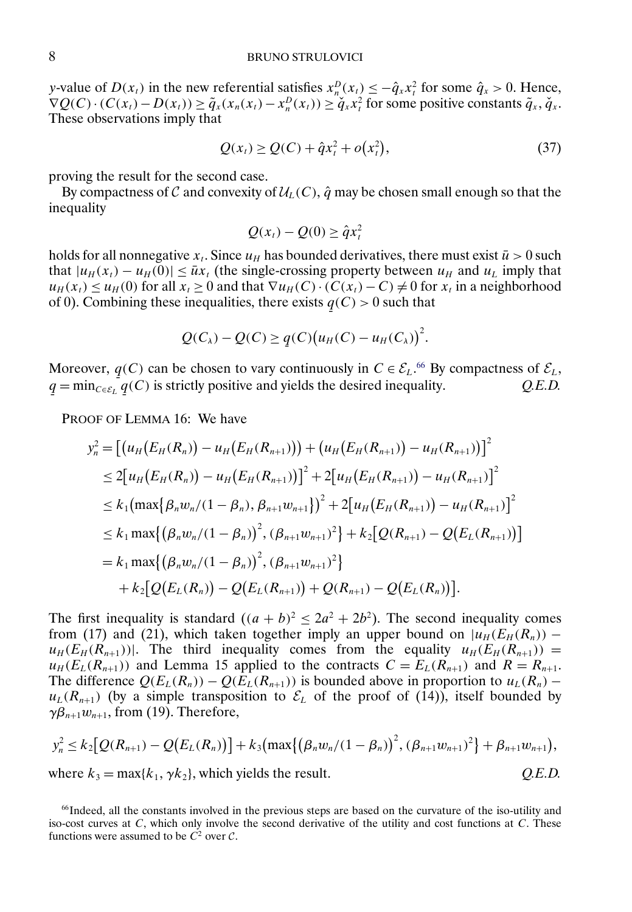$y$-value of $D(x_t)$ in the new referential satisfies $x_n^D(x_t) \le -\hat{q}_x x_t^2$ for some $\hat{q}_x > 0$. Hence, $\nabla Q(C) \cdot (C(x_t) - D(x_t)) \ge \tilde{q}_x(x_n(x_t) - x_n^D(x_t)) \ge \check{q}_x x_t^2$ for some positive constants $\tilde{q}_x, \check{q}_x$. These observations imply that

$$Q(x_t) \ge Q(C) + \hat{q}x_t^2 + o(x_t^2), \tag{37}$$

proving the result for the second case.

By compactness of $\mathcal{C}$ and convexity of $\mathcal{U}_L(C)$, $\hat{q}$ may be chosen small enough so that the inequality

$$Q(x_t) - Q(0) \ge \hat{q}x_t^2$$

holds for all nonnegative $x_t$. Since $u_H$ has bounded derivatives, there must exist $\bar{u} > 0$ such that $|u_H(x_t) - u_H(0)| \le \bar{u}x_t$ (the single-crossing property between $u_H$ and $u_L$ imply that $u_H(x_t) \le u_H(0)$ for all $x_t \ge 0$ and that $\nabla u_H(C) \cdot (C(x_t) - C) \ne 0$ for $x_t$ in a neighborhood of 0). Combining these inequalities, there exists $\underline{q}(C) > 0$ such that

$$Q(C_\lambda) - Q(C) \ge \underline{q}(C)\big(u_H(C) - u_H(C_\lambda)\big)^2.$$

Moreover, $\underline{q}(C)$ can be chosen to vary continuously in $C \in \mathcal{E}_L$.[66] By compactness of $\mathcal{E}_L$, $\underline{q} = \min_{C \in \mathcal{E}_L} \underline{q}(C)$ is strictly positive and yields the desired inequality. *Q.E.D.*

PROOF OF LEMMA 16: We have

$$\begin{aligned}
y_n^2 &= \big[\big(u_H(E_H(R_n)) - u_H(E_H(R_{n+1}))\big) + \big(u_H(E_H(R_{n+1})) - u_H(R_{n+1})\big)\big]^2 \\
&\le 2\big[u_H(E_H(R_n)) - u_H(E_H(R_{n+1}))\big]^2 + 2\big[u_H(E_H(R_{n+1})) - u_H(R_{n+1})\big]^2 \\
&\le k_1\big(\max\{\beta_n w_n/(1-\beta_n), \beta_{n+1}w_{n+1}\}\big)^2 + 2\big[u_H(E_H(R_{n+1})) - u_H(R_{n+1})\big]^2 \\
&\le k_1 \max\{\big(\beta_n w_n/(1-\beta_n)\big)^2, (\beta_{n+1}w_{n+1})^2\} + k_2\big[Q(R_{n+1}) - Q(E_L(R_{n+1}))\big] \\
&= k_1 \max\{\big(\beta_n w_n/(1-\beta_n)\big)^2, (\beta_{n+1}w_{n+1})^2\} \\
&\quad + k_2\big[Q(E_L(R_n)) - Q(E_L(R_{n+1})) + Q(R_{n+1}) - Q(E_L(R_n))\big].
\end{aligned}$$

The first inequality is standard ($(a+b)^2 \le 2a^2 + 2b^2$). The second inequality comes from (17) and (21), which taken together imply an upper bound on $|u_H(E_H(R_n)) - u_H(E_H(R_{n+1}))|$. The third inequality comes from the equality $u_H(E_H(R_{n+1})) = u_H(E_L(R_{n+1}))$ and Lemma 15 applied to the contracts $C = E_L(R_{n+1})$ and $R = R_{n+1}$. The difference $Q(E_L(R_n)) - Q(E_L(R_{n+1}))$ is bounded above in proportion to $u_L(R_n) - u_L(R_{n+1})$ (by a simple transposition to $\mathcal{E}_L$ of the proof of (14)), itself bounded by $\gamma\beta_{n+1}w_{n+1}$, from (19). Therefore,

$$y_n^2 \le k_2\big[Q(R_{n+1}) - Q(E_L(R_n))\big] + k_3\big(\max\{\big(\beta_n w_n/(1-\beta_n)\big)^2, (\beta_{n+1}w_{n+1})^2\} + \beta_{n+1}w_{n+1}\big),$$

where $k_3 = \max\{k_1, \gamma k_2\}$, which yields the result. *Q.E.D.*

[66] Indeed, all the constants involved in the previous steps are based on the curvature of the iso-utility and iso-cost curves at $C$, which only involve the second derivative of the utility and cost functions at $C$. These functions were assumed to be $C^2$ over $\mathcal{C}$.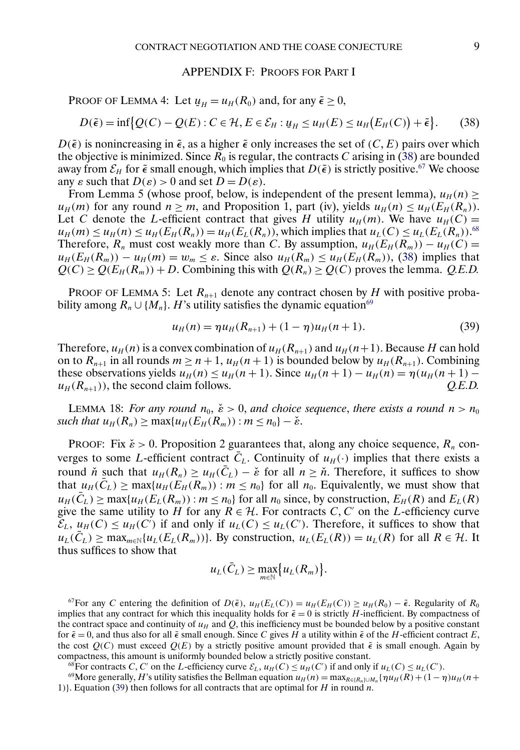## APPENDIX F: PROOFS FOR PART I

PROOF OF LEMMA 4: Let $\underline{u}_H = u_H(R_0)$ and, for any $\tilde{\epsilon} \geq 0$,

$$D(\tilde{\epsilon}) = \inf\{Q(C) - Q(E) : C \in \mathcal{H}, E \in \mathcal{E}_H : \underline{u}_H \leq u_H(E) \leq u_H(E_H(C)) + \tilde{\epsilon}\}. \tag{38}$$

$D(\tilde{\epsilon})$ is nonincreasing in $\tilde{\epsilon}$, as a higher $\tilde{\epsilon}$ only increases the set of $(C, E)$ pairs over which the objective is minimized. Since $R_0$ is regular, the contracts $C$ arising in (38) are bounded away from $\mathcal{E}_H$ for $\tilde{\epsilon}$ small enough, which implies that $D(\tilde{\epsilon})$ is strictly positive.[67] We choose any $\varepsilon$ such that $D(\varepsilon) > 0$ and set $D = D(\varepsilon)$.

From Lemma 5 (whose proof, below, is independent of the present lemma), $u_H(n) \geq u_H(m)$ for any round $n \geq m$, and Proposition 1, part (iv), yields $u_H(n) \leq u_H(E_H(R_n))$. Let $C$ denote the $L$-efficient contract that gives $H$ utility $u_H(m)$. We have $u_H(C) = u_H(m) \leq u_H(n) \leq u_H(E_H(R_n)) = u_H(E_L(R_n))$, which implies that $u_L(C) \leq u_L(E_L(R_n))$.[68] Therefore, $R_n$ must cost weakly more than $C$. By assumption, $u_H(E_H(R_m)) - u_H(C) = u_H(E_H(R_m)) - u_H(m) = w_m \leq \varepsilon$. Since also $u_H(R_m) \leq u_H(E_H(R_m))$, (38) implies that $Q(C) \geq Q(E_H(R_m)) + D$. Combining this with $Q(R_n) \geq Q(C)$ proves the lemma. *Q.E.D.*

PROOF OF LEMMA 5: Let $R_{n+1}$ denote any contract chosen by $H$ with positive probability among $R_n \cup \{M_n\}$. $H$'s utility satisfies the dynamic equation[69]

$$u_H(n) = \eta u_H(R_{n+1}) + (1 - \eta) u_H(n+1). \tag{39}$$

Therefore, $u_H(n)$ is a convex combination of $u_H(R_{n+1})$ and $u_H(n+1)$. Because $H$ can hold on to $R_{n+1}$ in all rounds $m \geq n+1$, $u_H(n+1)$ is bounded below by $u_H(R_{n+1})$. Combining these observations yields $u_H(n) \leq u_H(n+1)$. Since $u_H(n+1) - u_H(n) = \eta(u_H(n+1) - u_H(R_{n+1}))$, the second claim follows. *Q.E.D.*

LEMMA 18: *For any round $n_0$, $\check{\varepsilon} > 0$, and choice sequence, there exists a round $n > n_0$ such that $u_H(R_n) \geq \max\{u_H(E_H(R_m)) : m \leq n_0\} - \check{\varepsilon}$.*

PROOF: Fix $\check{\varepsilon} > 0$. Proposition 2 guarantees that, along any choice sequence, $R_n$ converges to some $L$-efficient contract $\bar{C}_L$. Continuity of $u_H(\cdot)$ implies that there exists a round $\check{n}$ such that $u_H(R_n) \geq u_H(\bar{C}_L) - \check{\varepsilon}$ for all $n \geq \check{n}$. Therefore, it suffices to show that $u_H(\bar{C}_L) \geq \max\{u_H(E_H(R_m)) : m \leq n_0\}$ for all $n_0$. Equivalently, we must show that $u_H(\bar{C}_L) \geq \max\{u_H(E_L(R_m)) : m \leq n_0\}$ for all $n_0$ since, by construction, $E_H(R)$ and $E_L(R)$ give the same utility to $H$ for any $R \in \mathcal{H}$. For contracts $C, C'$ on the $L$-efficiency curve $\mathcal{E}_L$, $u_H(C) \leq u_H(C')$ if and only if $u_L(C) \leq u_L(C')$. Therefore, it suffices to show that $u_L(\bar{C}_L) \geq \max_{m \in \mathbb{N}}\{u_L(E_L(R_m))\}$. By construction, $u_L(E_L(R)) = u_L(R)$ for all $R \in \mathcal{H}$. It thus suffices to show that

$$u_L(\bar{C}_L) \geq \max_{m \in \mathbb{N}}\{u_L(R_m)\}.$$

[67] For any $C$ entering the definition of $D(\tilde{\epsilon})$, $u_H(E_L(C)) = u_H(E_H(C)) \geq u_H(R_0) - \tilde{\epsilon}$. Regularity of $R_0$ implies that any contract for which this inequality holds for $\tilde{\epsilon} = 0$ is strictly $H$-inefficient. By compactness of the contract space and continuity of $u_H$ and $Q$, this inefficiency must be bounded below by a positive constant for $\tilde{\epsilon} = 0$, and thus also for all $\tilde{\epsilon}$ small enough. Since $C$ gives $H$ a utility within $\tilde{\epsilon}$ of the $H$-efficient contract $E$, the cost $Q(C)$ must exceed $Q(E)$ by a strictly positive amount provided that $\tilde{\epsilon}$ is small enough. Again by compactness, this amount is uniformly bounded below a strictly positive constant.

[68] For contracts $C, C'$ on the $L$-efficiency curve $\mathcal{E}_L$, $u_H(C) \leq u_H(C')$ if and only if $u_L(C) \leq u_L(C')$.

[69] More generally, $H$'s utility satisfies the Bellman equation $u_H(n) = \max_{R \in \{R_n\} \cup M_n}\{\eta u_H(R) + (1 - \eta) u_H(n+1)\}$. Equation (39) then follows for all contracts that are optimal for $H$ in round $n$.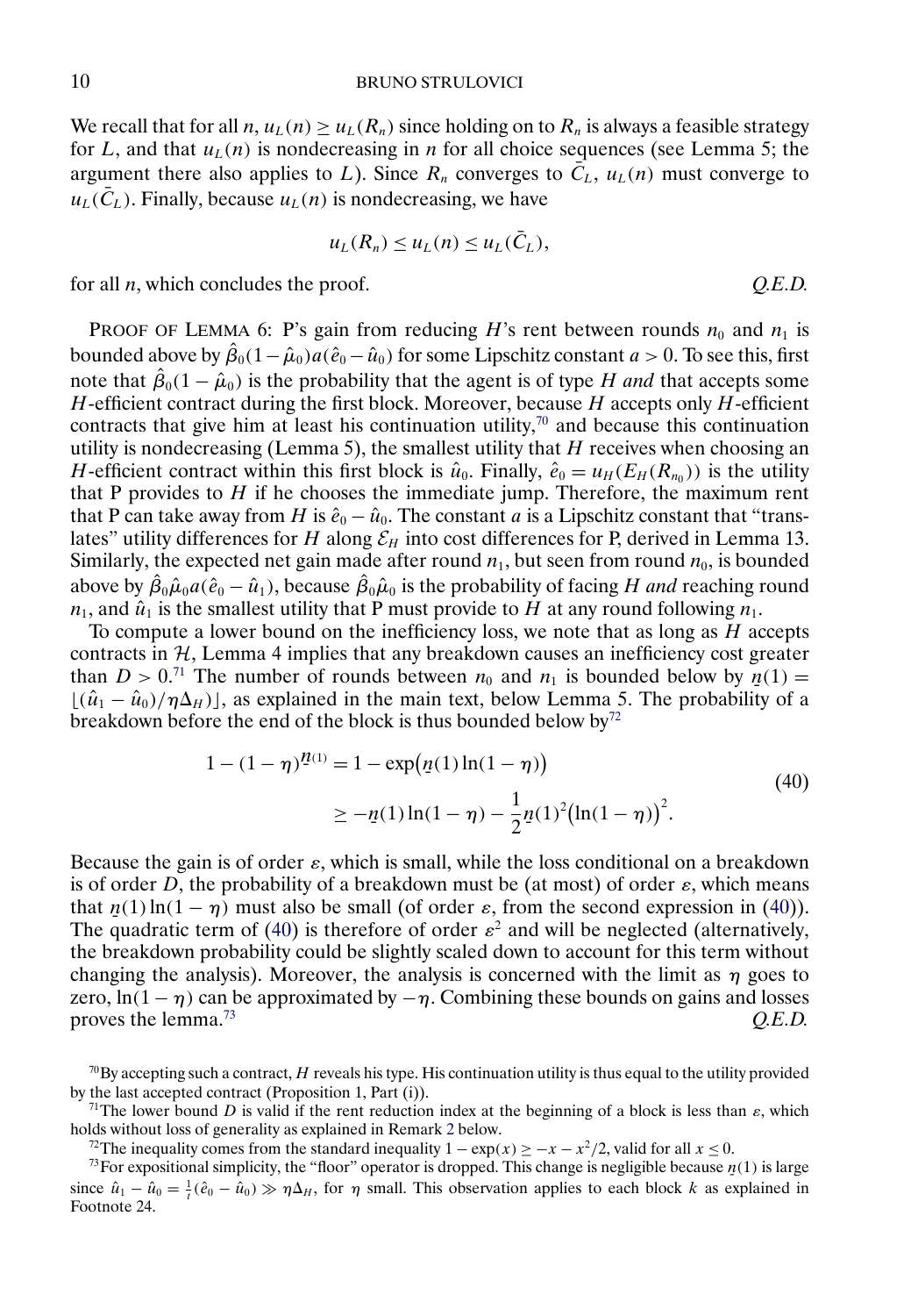We recall that for all $n$, $u_L(n) \geq u_L(R_n)$ since holding on to $R_n$ is always a feasible strategy for $L$, and that $u_L(n)$ is nondecreasing in $n$ for all choice sequences (see Lemma 5; the argument there also applies to $L$). Since $R_n$ converges to $\bar{C}_L$, $u_L(n)$ must converge to $u_L(\bar{C}_L)$. Finally, because $u_L(n)$ is nondecreasing, we have

$$u_L(R_n) \leq u_L(n) \leq u_L(\bar{C}_L),$$

for all $n$, which concludes the proof. *Q.E.D.*

PROOF OF LEMMA 6: P's gain from reducing $H$'s rent between rounds $n_0$ and $n_1$ is bounded above by $\hat{\beta}_0(1-\hat{\mu}_0)a(\hat{e}_0 - \hat{u}_0)$ for some Lipschitz constant $a > 0$. To see this, first note that $\hat{\beta}_0(1-\hat{\mu}_0)$ is the probability that the agent is of type $H$ *and* that accepts some $H$-efficient contract during the first block. Moreover, because $H$ accepts only $H$-efficient contracts that give him at least his continuation utility,[70] and because this continuation utility is nondecreasing (Lemma 5), the smallest utility that $H$ receives when choosing an $H$-efficient contract within this first block is $\hat{u}_0$. Finally, $\hat{e}_0 = u_H(E_H(R_{n_0}))$ is the utility that P provides to $H$ if he chooses the immediate jump. Therefore, the maximum rent that P can take away from $H$ is $\hat{e}_0 - \hat{u}_0$. The constant $a$ is a Lipschitz constant that "translates" utility differences for $H$ along $\mathcal{E}_H$ into cost differences for P, derived in Lemma 13. Similarly, the expected net gain made after round $n_1$, but seen from round $n_0$, is bounded above by $\hat{\beta}_0\hat{\mu}_0 a(\hat{e}_0 - \hat{u}_1)$, because $\hat{\beta}_0\hat{\mu}_0$ is the probability of facing $H$ *and* reaching round $n_1$, and $\hat{u}_1$ is the smallest utility that P must provide to $H$ at any round following $n_1$.

To compute a lower bound on the inefficiency loss, we note that as long as $H$ accepts contracts in $\mathcal{H}$, Lemma 4 implies that any breakdown causes an inefficiency cost greater than $D > 0$.[71] The number of rounds between $n_0$ and $n_1$ is bounded below by $\underline{n}(1) = \lfloor(\hat{u}_1 - \hat{u}_0)/\eta\Delta_H)\rfloor$, as explained in the main text, below Lemma 5. The probability of a breakdown before the end of the block is thus bounded below by[72]

$$\begin{aligned} 1-(1-\eta)^{\underline{n}(1)} &= 1 - \exp\big(\underline{n}(1)\ln(1-\eta)\big) \\ &\geq -\underline{n}(1)\ln(1-\eta) - \frac{1}{2}\underline{n}(1)^2\big(\ln(1-\eta)\big)^2. \end{aligned} \tag{40}$$

Because the gain is of order $\varepsilon$, which is small, while the loss conditional on a breakdown is of order $D$, the probability of a breakdown must be (at most) of order $\varepsilon$, which means that $\underline{n}(1)\ln(1-\eta)$ must also be small (of order $\varepsilon$, from the second expression in (40)). The quadratic term of (40) is therefore of order $\varepsilon^2$ and will be neglected (alternatively, the breakdown probability could be slightly scaled down to account for this term without changing the analysis). Moreover, the analysis is concerned with the limit as $\eta$ goes to zero, $\ln(1-\eta)$ can be approximated by $-\eta$. Combining these bounds on gains and losses proves the lemma.[73] *Q.E.D.*

[70] By accepting such a contract, $H$ reveals his type. His continuation utility is thus equal to the utility provided by the last accepted contract (Proposition 1, Part (i)).

[71] The lower bound $D$ is valid if the rent reduction index at the beginning of a block is less than $\varepsilon$, which holds without loss of generality as explained in Remark 2 below.

[72] The inequality comes from the standard inequality $1 - \exp(x) \geq -x - x^2/2$, valid for all $x \leq 0$.

[73] For expositional simplicity, the "floor" operator is dropped. This change is negligible because $\underline{n}(1)$ is large since $\hat{u}_1 - \hat{u}_0 = \frac{1}{\iota}(\hat{e}_0 - \hat{u}_0) \gg \eta\Delta_H$, for $\eta$ small. This observation applies to each block $k$ as explained in Footnote 24.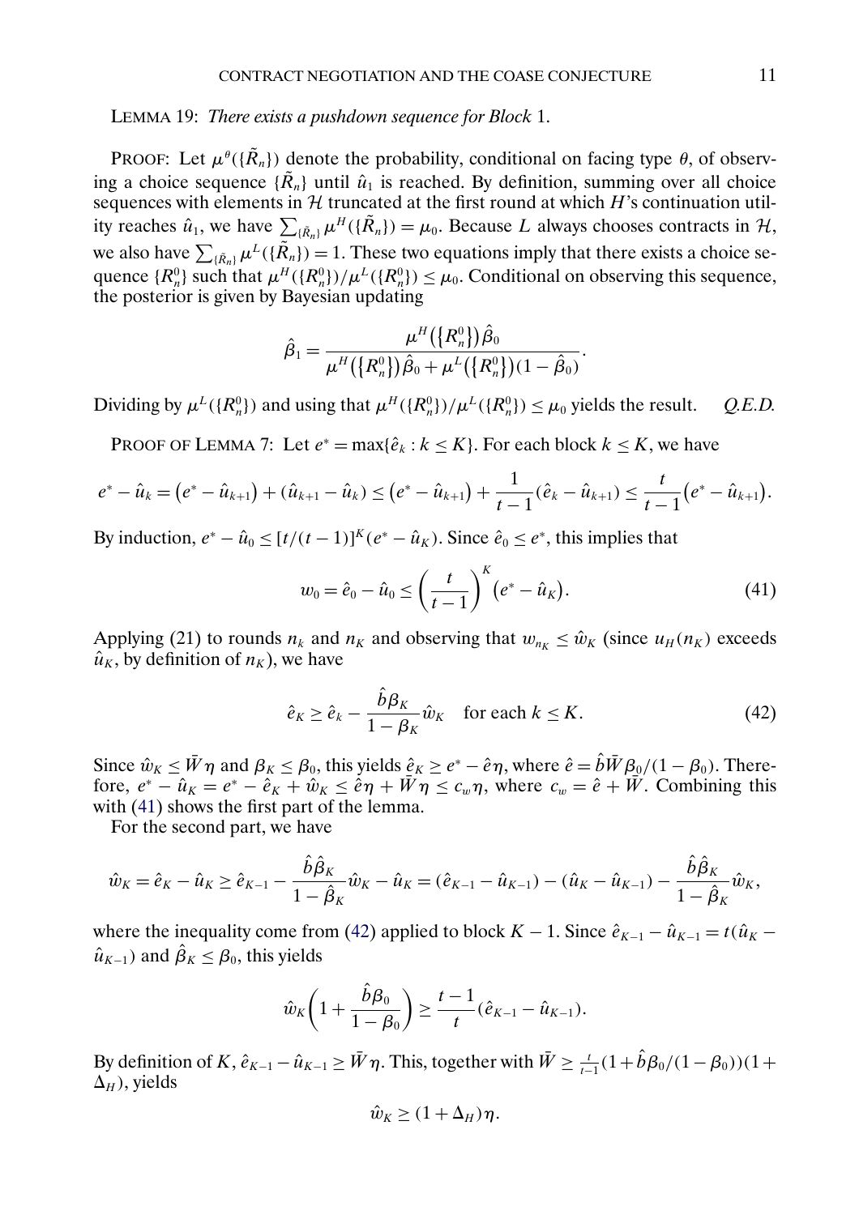LEMMA 19: *There exists a pushdown sequence for Block* 1.

PROOF: Let $\mu^\theta(\{\tilde{R}_n\})$ denote the probability, conditional on facing type $\theta$, of observing a choice sequence $\{\tilde{R}_n\}$ until $\hat{u}_1$ is reached. By definition, summing over all choice sequences with elements in $\mathcal{H}$ truncated at the first round at which $H$'s continuation utility reaches $\hat{u}_1$, we have $\sum_{\{\tilde{R}_n\}} \mu^H(\{\tilde{R}_n\}) = \mu_0$. Because $L$ always chooses contracts in $\mathcal{H}$, we also have $\sum_{\{\tilde{R}_n\}} \mu^L(\{\tilde{R}_n\}) = 1$. These two equations imply that there exists a choice sequence $\{R_n^0\}$ such that $\mu^H(\{R_n^0\})/\mu^L(\{R_n^0\}) \le \mu_0$. Conditional on observing this sequence, the posterior is given by Bayesian updating

$$\hat{\beta}_1 = \frac{\mu^H(\{R_n^0\})\hat{\beta}_0}{\mu^H(\{R_n^0\})\hat{\beta}_0 + \mu^L(\{R_n^0\})(1-\hat{\beta}_0)}.$$

Dividing by $\mu^L(\{R_n^0\})$ and using that $\mu^H(\{R_n^0\})/\mu^L(\{R_n^0\}) \le \mu_0$ yields the result. *Q.E.D.*

PROOF OF LEMMA 7: Let $e^* = \max\{\hat{e}_k : k \le K\}$. For each block $k \le K$, we have

$$e^* - \hat{u}_k = (e^* - \hat{u}_{k+1}) + (\hat{u}_{k+1} - \hat{u}_k) \le (e^* - \hat{u}_{k+1}) + \frac{1}{t-1}(\hat{e}_k - \hat{u}_{k+1}) \le \frac{t}{t-1}(e^* - \hat{u}_{k+1}).$$

By induction, $e^* - \hat{u}_0 \le [t/(t-1)]^K (e^* - \hat{u}_K)$. Since $\hat{e}_0 \le e^*$, this implies that

$$w_0 = \hat{e}_0 - \hat{u}_0 \le \left(\frac{t}{t-1}\right)^K (e^* - \hat{u}_K). \tag{41}$$

Applying (21) to rounds $n_k$ and $n_K$ and observing that $w_{n_K} \le \hat{w}_K$ (since $u_H(n_K)$ exceeds $\hat{u}_K$, by definition of $n_K$), we have

$$\hat{e}_K \ge \hat{e}_k - \frac{\hat{b}\beta_K}{1-\beta_K}\hat{w}_K \quad \text{for each } k \le K. \tag{42}$$

Since $\hat{w}_K \le \bar{W}\eta$ and $\beta_K \le \beta_0$, this yields $\hat{e}_K \ge e^* - \hat{e}\eta$, where $\hat{e} = \hat{b}\bar{W}\beta_0/(1-\beta_0)$. Therefore, $e^* - \hat{u}_K = e^* - \hat{e}_K + \hat{w}_K \le \hat{e}\eta + \bar{W}\eta \le c_w\eta$, where $c_w = \hat{e} + \bar{W}$. Combining this with (41) shows the first part of the lemma.

For the second part, we have

$$\hat{w}_K = \hat{e}_K - \hat{u}_K \ge \hat{e}_{K-1} - \frac{\hat{b}\hat{\beta}_K}{1-\hat{\beta}_K}\hat{w}_K - \hat{u}_K = (\hat{e}_{K-1} - \hat{u}_{K-1}) - (\hat{u}_K - \hat{u}_{K-1}) - \frac{\hat{b}\hat{\beta}_K}{1-\hat{\beta}_K}\hat{w}_K,$$

where the inequality come from (42) applied to block $K-1$. Since $\hat{e}_{K-1} - \hat{u}_{K-1} = t(\hat{u}_K - \hat{u}_{K-1})$ and $\hat{\beta}_K \le \beta_0$, this yields

$$\hat{w}_K\left(1 + \frac{\hat{b}\beta_0}{1-\beta_0}\right) \ge \frac{t-1}{t}(\hat{e}_{K-1} - \hat{u}_{K-1}).$$

By definition of $K$, $\hat{e}_{K-1} - \hat{u}_{K-1} \ge \bar{W}\eta$. This, together with $\bar{W} \ge \frac{t}{t-1}(1 + \hat{b}\beta_0/(1-\beta_0))(1 + \Delta_H)$, yields

$$\hat{w}_K \ge (1 + \Delta_H)\eta.$$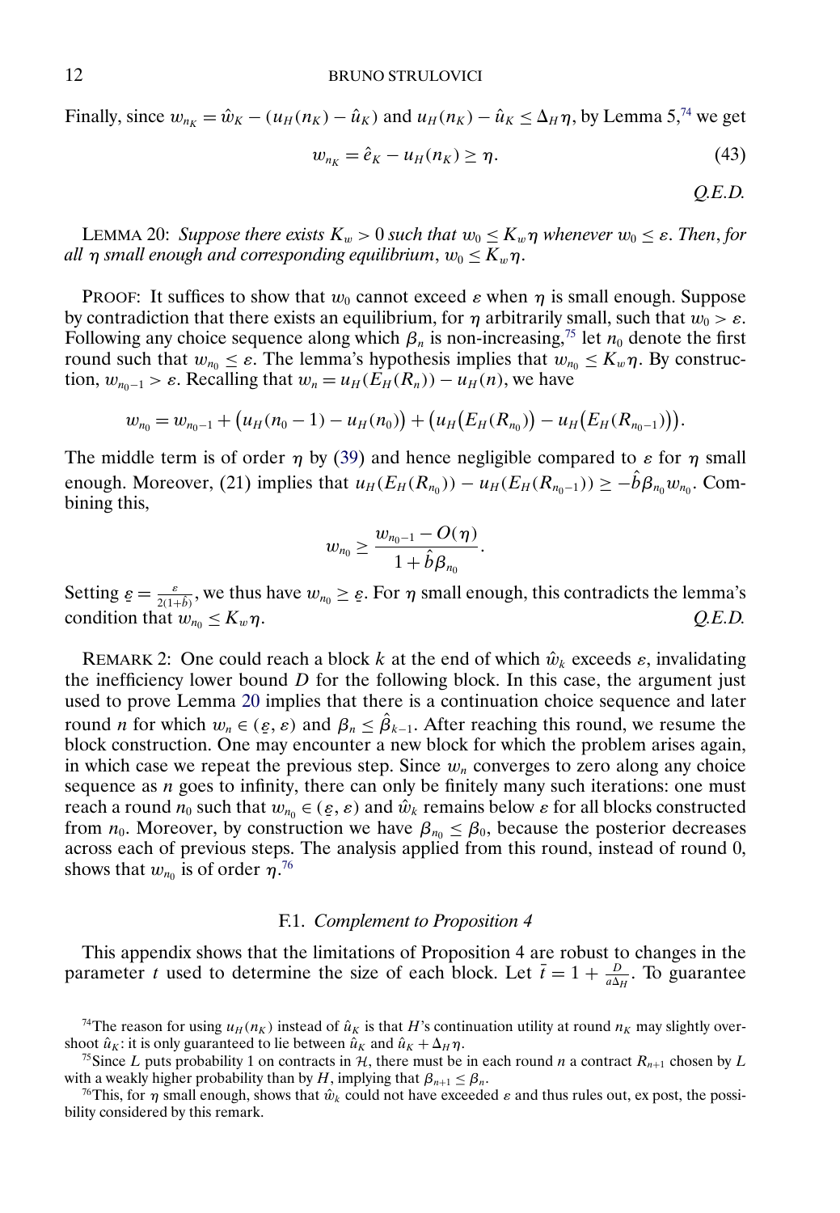Finally, since $w_{n_K} = \hat{w}_K - (u_H(n_K) - \hat{u}_K)$ and $u_H(n_K) - \hat{u}_K \leq \Delta_H \eta$, by Lemma 5,[74] we get

$$w_{n_K} = \hat{e}_K - u_H(n_K) \geq \eta. \tag{43}$$

*Q.E.D.*

LEMMA 20: *Suppose there exists $K_w > 0$ such that $w_0 \leq K_w \eta$ whenever $w_0 \leq \varepsilon$. Then, for all $\eta$ small enough and corresponding equilibrium, $w_0 \leq K_w \eta$.*

PROOF: It suffices to show that $w_0$ cannot exceed $\varepsilon$ when $\eta$ is small enough. Suppose by contradiction that there exists an equilibrium, for $\eta$ arbitrarily small, such that $w_0 > \varepsilon$. Following any choice sequence along which $\beta_n$ is non-increasing,[75] let $n_0$ denote the first round such that $w_{n_0} \leq \varepsilon$. The lemma's hypothesis implies that $w_{n_0} \leq K_w \eta$. By construction, $w_{n_0-1} > \varepsilon$. Recalling that $w_n = u_H(E_H(R_n)) - u_H(n)$, we have

$$w_{n_0} = w_{n_0-1} + \big(u_H(n_0 - 1) - u_H(n_0)\big) + \big(u_H\big(E_H(R_{n_0})\big) - u_H\big(E_H(R_{n_0-1})\big)\big).$$

The middle term is of order $\eta$ by (39) and hence negligible compared to $\varepsilon$ for $\eta$ small enough. Moreover, (21) implies that $u_H(E_H(R_{n_0})) - u_H(E_H(R_{n_0-1})) \geq -\hat{b}\beta_{n_0} w_{n_0}$. Combining this,

$$w_{n_0} \geq \frac{w_{n_0-1} - O(\eta)}{1 + \hat{b}\beta_{n_0}}.$$

Setting $\underline{\varepsilon} = \frac{\varepsilon}{2(1+\hat{b})}$, we thus have $w_{n_0} \geq \underline{\varepsilon}$. For $\eta$ small enough, this contradicts the lemma's condition that $w_{n_0} \leq K_w \eta$. *Q.E.D.*

REMARK 2: One could reach a block $k$ at the end of which $\hat{w}_k$ exceeds $\varepsilon$, invalidating the inefficiency lower bound $D$ for the following block. In this case, the argument just used to prove Lemma 20 implies that there is a continuation choice sequence and later round $n$ for which $w_n \in (\underline{\varepsilon}, \varepsilon)$ and $\beta_n \leq \hat{\beta}_{k-1}$. After reaching this round, we resume the block construction. One may encounter a new block for which the problem arises again, in which case we repeat the previous step. Since $w_n$ converges to zero along any choice sequence as $n$ goes to infinity, there can only be finitely many such iterations: one must reach a round $n_0$ such that $w_{n_0} \in (\underline{\varepsilon}, \varepsilon)$ and $\hat{w}_k$ remains below $\varepsilon$ for all blocks constructed from $n_0$. Moreover, by construction we have $\beta_{n_0} \leq \beta_0$, because the posterior decreases across each of previous steps. The analysis applied from this round, instead of round 0, shows that $w_{n_0}$ is of order $\eta$.[76]

### F.1. *Complement to Proposition 4*

This appendix shows that the limitations of Proposition 4 are robust to changes in the parameter $t$ used to determine the size of each block. Let $\bar{t} = 1 + \frac{D}{a\Delta_H}$. To guarantee

[74] The reason for using $u_H(n_K)$ instead of $\hat{u}_K$ is that $H$'s continuation utility at round $n_K$ may slightly overshoot $\hat{u}_K$: it is only guaranteed to lie between $\hat{u}_K$ and $\hat{u}_K + \Delta_H \eta$.

[75] Since $L$ puts probability 1 on contracts in $\mathcal{H}$, there must be in each round $n$ a contract $R_{n+1}$ chosen by $L$ with a weakly higher probability than by $H$, implying that $\beta_{n+1} \leq \beta_n$.

[76] This, for $\eta$ small enough, shows that $\hat{w}_k$ could not have exceeded $\varepsilon$ and thus rules out, ex post, the possibility considered by this remark.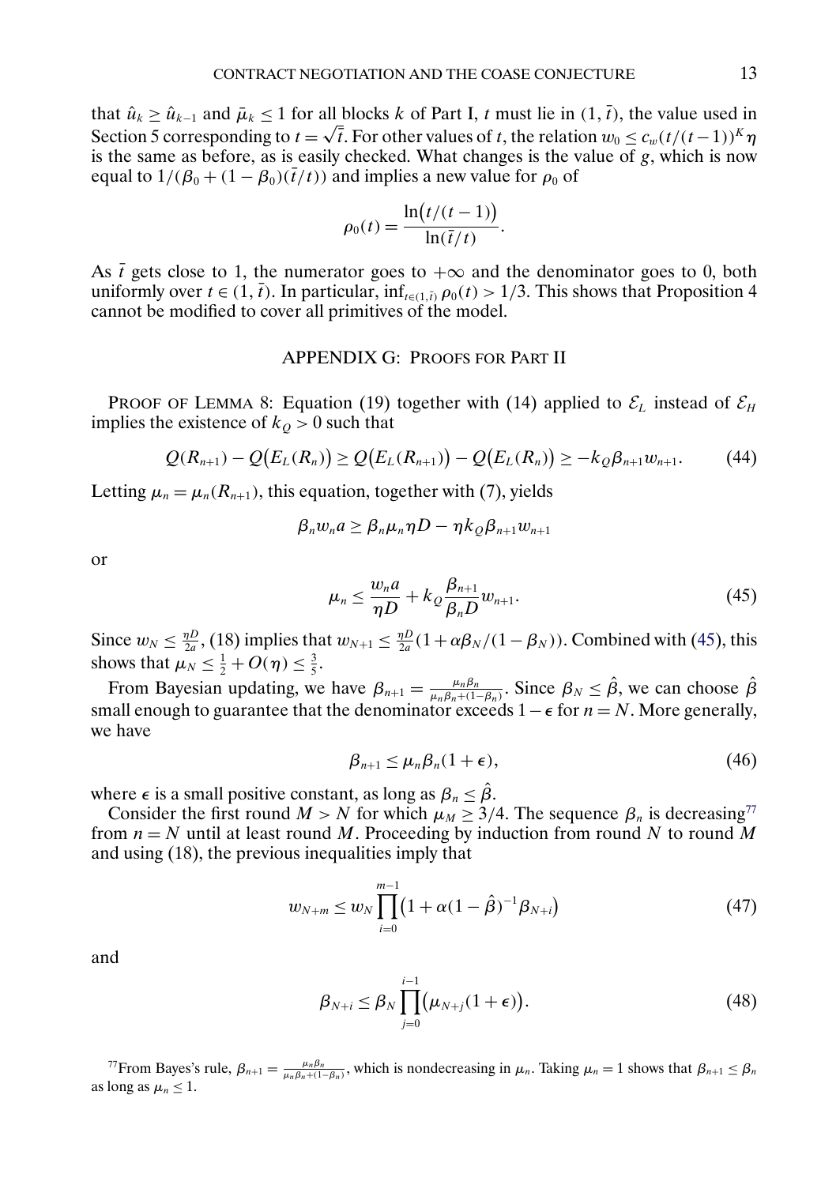that $\hat{u}_k \geq \hat{u}_{k-1}$ and $\bar{\mu}_k \leq 1$ for all blocks $k$ of Part I, $t$ must lie in $(1, \bar{t})$, the value used in Section 5 corresponding to $t = \sqrt{\bar{t}}$. For other values of $t$, the relation $w_0 \leq c_w(t/(t-1))^K \eta$ is the same as before, as is easily checked. What changes is the value of $g$, which is now equal to $1/(\beta_0 + (1-\beta_0)(\bar{t}/t))$ and implies a new value for $\rho_0$ of

$$\rho_0(t) = \frac{\ln\bigl(t/(t-1)\bigr)}{\ln(\bar{t}/t)}.$$

As $\bar{t}$ gets close to 1, the numerator goes to $+\infty$ and the denominator goes to 0, both uniformly over $t \in (1, \bar{t})$. In particular, $\inf_{t\in(1,\bar{t})} \rho_0(t) > 1/3$. This shows that Proposition 4 cannot be modified to cover all primitives of the model.

## APPENDIX G: PROOFS FOR PART II

PROOF OF LEMMA 8: Equation (19) together with (14) applied to $\mathcal{E}_L$ instead of $\mathcal{E}_H$ implies the existence of $k_Q > 0$ such that

$$Q(R_{n+1}) - Q\bigl(E_L(R_n)\bigr) \geq Q\bigl(E_L(R_{n+1})\bigr) - Q\bigl(E_L(R_n)\bigr) \geq -k_Q \beta_{n+1} w_{n+1}. \tag{44}$$

Letting $\mu_n = \mu_n(R_{n+1})$, this equation, together with (7), yields

$$\beta_n w_n a \geq \beta_n \mu_n \eta D - \eta k_Q \beta_{n+1} w_{n+1}$$

or

$$\mu_n \leq \frac{w_n a}{\eta D} + k_Q \frac{\beta_{n+1}}{\beta_n D} w_{n+1}. \tag{45}$$

Since $w_N \leq \frac{\eta D}{2a}$, (18) implies that $w_{N+1} \leq \frac{\eta D}{2a}(1 + \alpha\beta_N/(1-\beta_N))$. Combined with (45), this shows that $\mu_N \leq \frac{1}{2} + O(\eta) \leq \frac{3}{5}$.

From Bayesian updating, we have $\beta_{n+1} = \frac{\mu_n \beta_n}{\mu_n \beta_n + (1-\beta_n)}$. Since $\beta_N \leq \hat{\beta}$, we can choose $\hat{\beta}$ small enough to guarantee that the denominator exceeds $1 - \epsilon$ for $n = N$. More generally, we have

$$\beta_{n+1} \leq \mu_n \beta_n (1 + \epsilon), \tag{46}$$

where $\epsilon$ is a small positive constant, as long as $\beta_n \leq \hat{\beta}$.

Consider the first round $M > N$ for which $\mu_M \geq 3/4$. The sequence $\beta_n$ is decreasing[77] from $n = N$ until at least round $M$. Proceeding by induction from round $N$ to round $M$ and using (18), the previous inequalities imply that

$$w_{N+m} \leq w_N \prod_{i=0}^{m-1} \bigl(1 + \alpha(1-\hat{\beta})^{-1} \beta_{N+i}\bigr) \tag{47}$$

and

$$\beta_{N+i} \leq \beta_N \prod_{j=0}^{i-1} \bigl(\mu_{N+j}(1+\epsilon)\bigr). \tag{48}$$

[77] From Bayes's rule, $\beta_{n+1} = \frac{\mu_n \beta_n}{\mu_n \beta_n + (1-\beta_n)}$, which is nondecreasing in $\mu_n$. Taking $\mu_n = 1$ shows that $\beta_{n+1} \leq \beta_n$ as long as $\mu_n \leq 1$.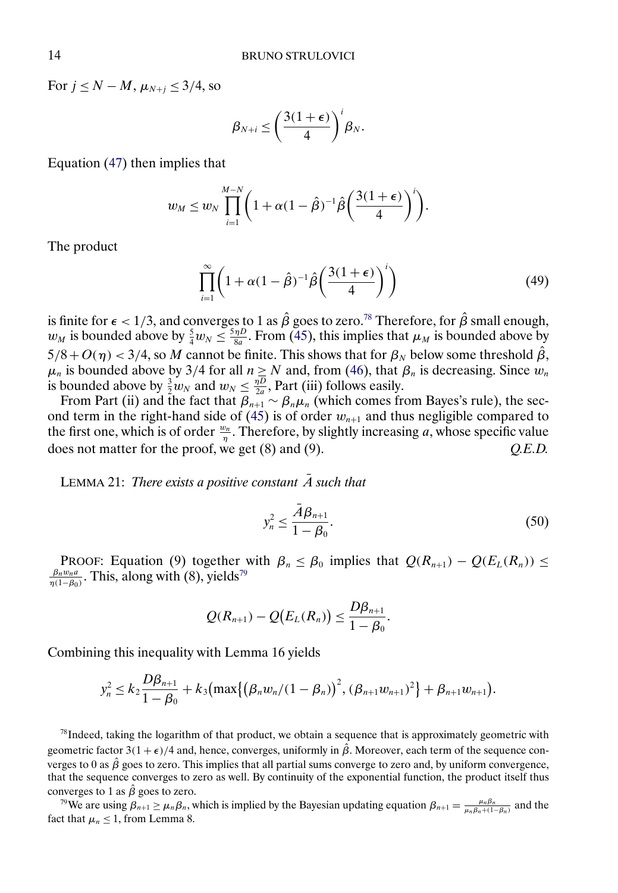For $j \leq N - M$, $\mu_{N+j} \leq 3/4$, so

$$\beta_{N+i} \leq \left(\frac{3(1+\epsilon)}{4}\right)^i \beta_N.$$

Equation (47) then implies that

$$w_M \leq w_N \prod_{i=1}^{M-N} \left(1 + \alpha(1-\hat{\beta})^{-1}\hat{\beta}\left(\frac{3(1+\epsilon)}{4}\right)^i\right).$$

The product

$$\prod_{i=1}^{\infty} \left(1 + \alpha(1-\hat{\beta})^{-1}\hat{\beta}\left(\frac{3(1+\epsilon)}{4}\right)^i\right) \tag{49}$$

is finite for $\epsilon < 1/3$, and converges to 1 as $\hat{\beta}$ goes to zero.[78] Therefore, for $\hat{\beta}$ small enough, $w_M$ is bounded above by $\frac{5}{4}w_N \leq \frac{5\eta D}{8a}$. From (45), this implies that $\mu_M$ is bounded above by $5/8 + O(\eta) < 3/4$, so $M$ cannot be finite. This shows that for $\beta_N$ below some threshold $\hat{\beta}$, $\mu_n$ is bounded above by 3/4 for all $n \geq N$ and, from (46), that $\beta_n$ is decreasing. Since $w_n$ is bounded above by $\frac{3}{2}w_N$ and $w_N \leq \frac{\eta D}{2a}$, Part (iii) follows easily.

From Part (ii) and the fact that $\beta_{n+1} \sim \beta_n \mu_n$ (which comes from Bayes's rule), the second term in the right-hand side of (45) is of order $w_{n+1}$ and thus negligible compared to the first one, which is of order $\frac{w_n}{\eta}$. Therefore, by slightly increasing $a$, whose specific value does not matter for the proof, we get (8) and (9). *Q.E.D.*

LEMMA 21: *There exists a positive constant $\bar{A}$ such that*

$$y_n^2 \leq \frac{\bar{A}\beta_{n+1}}{1-\beta_0}. \tag{50}$$

PROOF: Equation (9) together with $\beta_n \leq \beta_0$ implies that $Q(R_{n+1}) - Q(E_L(R_n)) \leq \frac{\beta_n w_n a}{\eta(1-\beta_0)}$. This, along with (8), yields[79]

$$Q(R_{n+1}) - Q(E_L(R_n)) \leq \frac{D\beta_{n+1}}{1-\beta_0}.$$

Combining this inequality with Lemma 16 yields

$$y_n^2 \leq k_2 \frac{D\beta_{n+1}}{1-\beta_0} + k_3\left(\max\left\{\left(\beta_n w_n/(1-\beta_n)\right)^2, (\beta_{n+1}w_{n+1})^2\right\} + \beta_{n+1}w_{n+1}\right).$$

[78] Indeed, taking the logarithm of that product, we obtain a sequence that is approximately geometric with geometric factor $3(1+\epsilon)/4$ and, hence, converges, uniformly in $\hat{\beta}$. Moreover, each term of the sequence converges to 0 as $\hat{\beta}$ goes to zero. This implies that all partial sums converge to zero and, by uniform convergence, that the sequence converges to zero as well. By continuity of the exponential function, the product itself thus converges to 1 as $\hat{\beta}$ goes to zero.

[79] We are using $\beta_{n+1} \geq \mu_n \beta_n$, which is implied by the Bayesian updating equation $\beta_{n+1} = \frac{\mu_n \beta_n}{\mu_n \beta_n + (1-\beta_n)}$ and the fact that $\mu_n \leq 1$, from Lemma 8.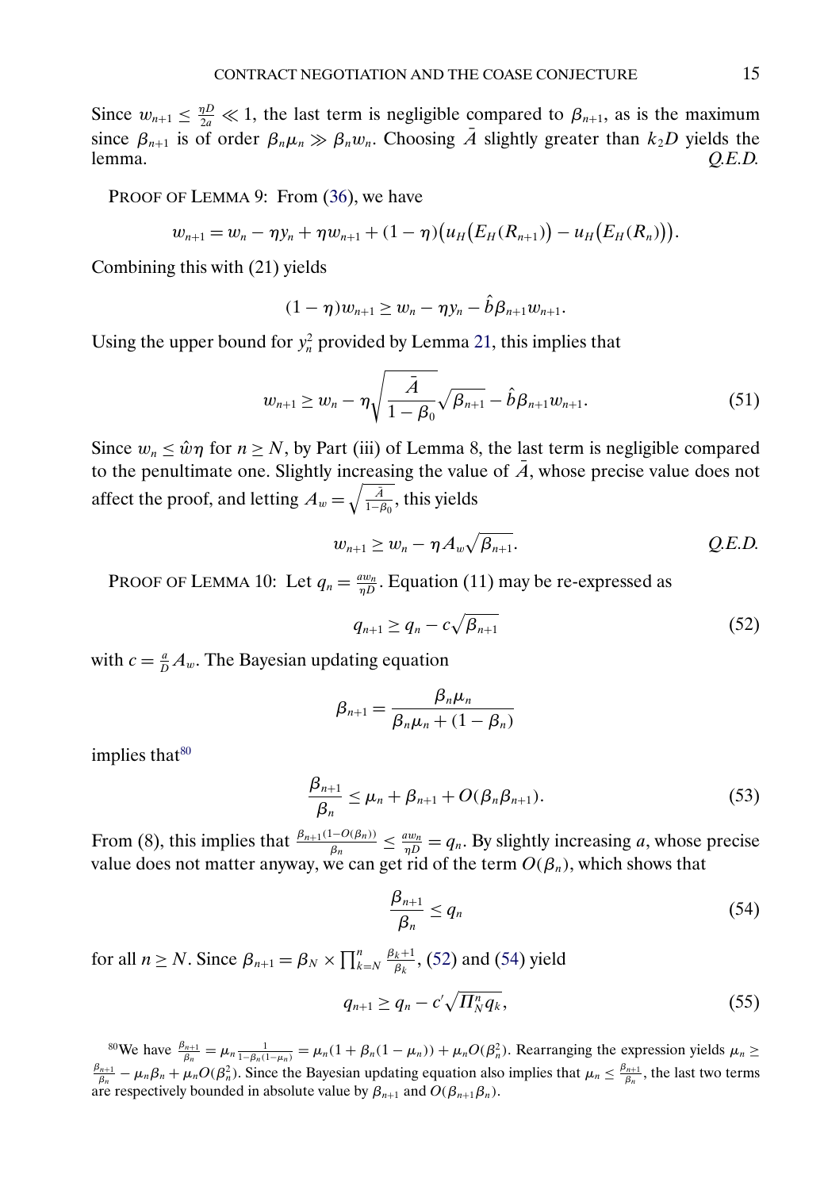Since $w_{n+1} \leq \frac{\eta D}{2a} \ll 1$, the last term is negligible compared to $\beta_{n+1}$, as is the maximum since $\beta_{n+1}$ is of order $\beta_n \mu_n \gg \beta_n w_n$. Choosing $\bar{A}$ slightly greater than $k_2 D$ yields the lemma. *Q.E.D.*

PROOF OF LEMMA 9: From (36), we have

$$w_{n+1} = w_n - \eta y_n + \eta w_{n+1} + (1-\eta)\big(u_H\big(E_H(R_{n+1})\big) - u_H\big(E_H(R_n)\big)\big).$$

Combining this with (21) yields

$$(1-\eta) w_{n+1} \geq w_n - \eta y_n - \hat{b}\beta_{n+1} w_{n+1}.$$

Using the upper bound for $y_n^2$ provided by Lemma 21, this implies that

$$w_{n+1} \geq w_n - \eta \sqrt{\frac{\bar{A}}{1-\beta_0}} \sqrt{\beta_{n+1}} - \hat{b}\beta_{n+1} w_{n+1}. \tag{51}$$

Since $w_n \leq \hat{w}\eta$ for $n \geq N$, by Part (iii) of Lemma 8, the last term is negligible compared to the penultimate one. Slightly increasing the value of $\bar{A}$, whose precise value does not affect the proof, and letting $A_w = \sqrt{\frac{\bar{A}}{1-\beta_0}}$, this yields

$$w_{n+1} \geq w_n - \eta A_w \sqrt{\beta_{n+1}}. \qquad \textit{Q.E.D.}$$

PROOF OF LEMMA 10: Let $q_n = \frac{a w_n}{\eta D}$. Equation (11) may be re-expressed as

$$q_{n+1} \geq q_n - c\sqrt{\beta_{n+1}} \tag{52}$$

with $c = \frac{a}{D} A_w$. The Bayesian updating equation

$$\beta_{n+1} = \frac{\beta_n \mu_n}{\beta_n \mu_n + (1-\beta_n)}$$

implies that[80]

$$\frac{\beta_{n+1}}{\beta_n} \leq \mu_n + \beta_{n+1} + O(\beta_n \beta_{n+1}). \tag{53}$$

From (8), this implies that $\frac{\beta_{n+1}(1-O(\beta_n))}{\beta_n} \leq \frac{a w_n}{\eta D} = q_n$. By slightly increasing $a$, whose precise value does not matter anyway, we can get rid of the term $O(\beta_n)$, which shows that

$$\frac{\beta_{n+1}}{\beta_n} \leq q_n \tag{54}$$

for all $n \geq N$. Since $\beta_{n+1} = \beta_N \times \prod_{k=N}^{n} \frac{\beta_k + 1}{\beta_k}$, (52) and (54) yield

$$q_{n+1} \geq q_n - c'\sqrt{\Pi_N^n q_k}, \tag{55}$$

[80] We have $\frac{\beta_{n+1}}{\beta_n} = \mu_n \frac{1}{1-\beta_n(1-\mu_n)} = \mu_n(1+\beta_n(1-\mu_n)) + \mu_n O(\beta_n^2)$. Rearranging the expression yields $\mu_n \geq \frac{\beta_{n+1}}{\beta_n} - \mu_n \beta_n + \mu_n O(\beta_n^2)$. Since the Bayesian updating equation also implies that $\mu_n \leq \frac{\beta_{n+1}}{\beta_n}$, the last two terms are respectively bounded in absolute value by $\beta_{n+1}$ and $O(\beta_{n+1}\beta_n)$.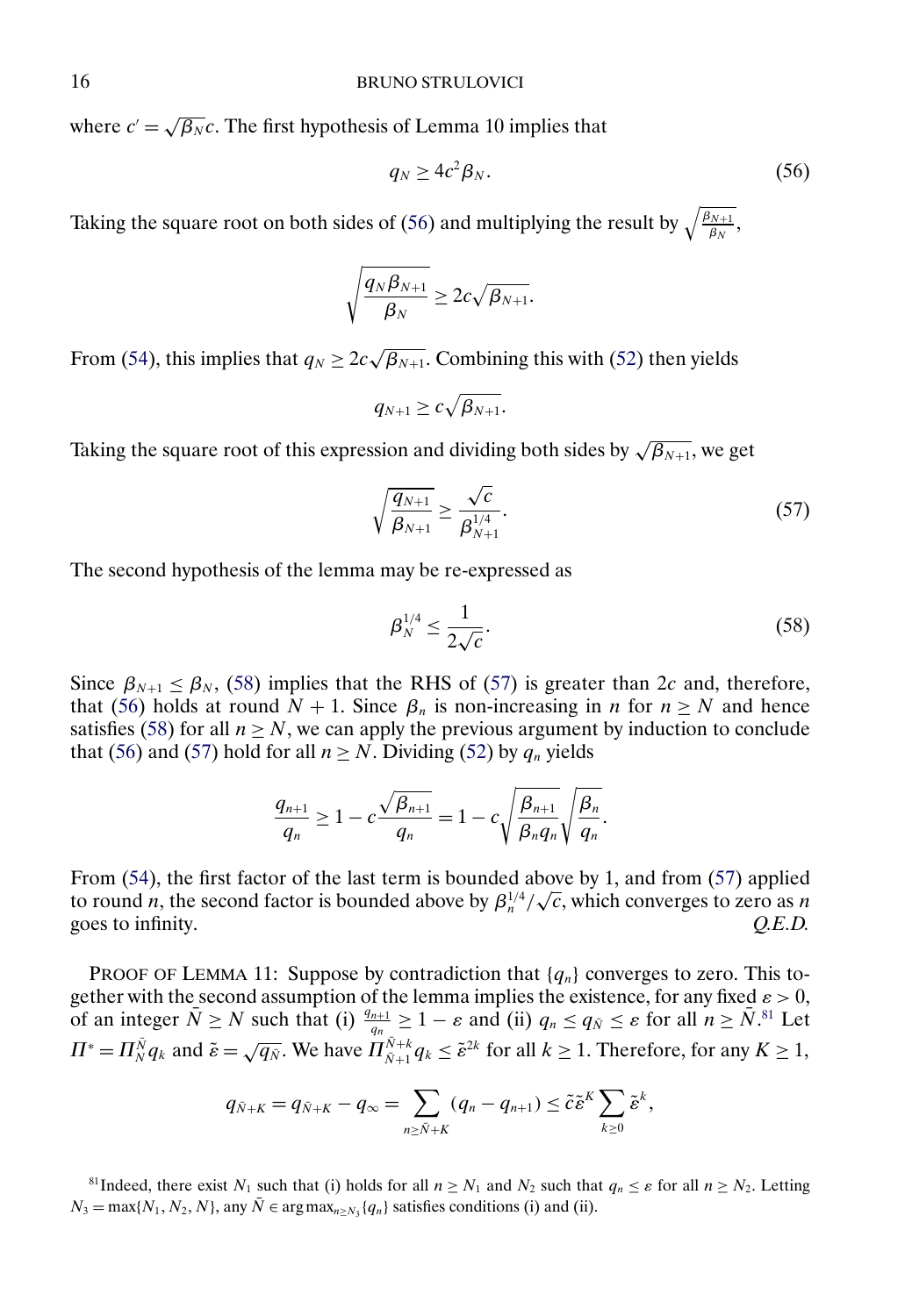where $c' = \sqrt{\beta_N}c$. The first hypothesis of Lemma 10 implies that

$$q_N \geq 4c^2\beta_N. \tag{56}$$

Taking the square root on both sides of (56) and multiplying the result by $\sqrt{\frac{\beta_{N+1}}{\beta_N}}$,

$$\sqrt{\frac{q_N\beta_{N+1}}{\beta_N}} \geq 2c\sqrt{\beta_{N+1}}.$$

From (54), this implies that $q_N \geq 2c\sqrt{\beta_{N+1}}$. Combining this with (52) then yields

$$q_{N+1} \geq c\sqrt{\beta_{N+1}}.$$

Taking the square root of this expression and dividing both sides by $\sqrt{\beta_{N+1}}$, we get

$$\sqrt{\frac{q_{N+1}}{\beta_{N+1}}} \geq \frac{\sqrt{c}}{\beta_{N+1}^{1/4}}. \tag{57}$$

The second hypothesis of the lemma may be re-expressed as

$$\beta_N^{1/4} \leq \frac{1}{2\sqrt{c}}. \tag{58}$$

Since $\beta_{N+1} \leq \beta_N$, (58) implies that the RHS of (57) is greater than $2c$ and, therefore, that (56) holds at round $N+1$. Since $\beta_n$ is non-increasing in $n$ for $n \geq N$ and hence satisfies (58) for all $n \geq N$, we can apply the previous argument by induction to conclude that (56) and (57) hold for all $n \geq N$. Dividing (52) by $q_n$ yields

$$\frac{q_{n+1}}{q_n} \geq 1 - c\frac{\sqrt{\beta_{n+1}}}{q_n} = 1 - c\sqrt{\frac{\beta_{n+1}}{\beta_n q_n}}\sqrt{\frac{\beta_n}{q_n}}.$$

From (54), the first factor of the last term is bounded above by 1, and from (57) applied to round $n$, the second factor is bounded above by $\beta_n^{1/4}/\sqrt{c}$, which converges to zero as $n$ goes to infinity. *Q.E.D.*

PROOF OF LEMMA 11: Suppose by contradiction that $\{q_n\}$ converges to zero. This together with the second assumption of the lemma implies the existence, for any fixed $\varepsilon > 0$, of an integer $\bar{N} \geq N$ such that (i) $\frac{q_{n+1}}{q_n} \geq 1 - \varepsilon$ and (ii) $q_n \leq q_{\bar{N}} \leq \varepsilon$ for all $n \geq \bar{N}$.[81] Let $\Pi^* = \Pi_N^{\bar{N}} q_k$ and $\tilde{\varepsilon} = \sqrt{q_{\bar{N}}}$. We have $\Pi_{\bar{N}+1}^{\bar{N}+k} q_k \leq \tilde{\varepsilon}^{2k}$ for all $k \geq 1$. Therefore, for any $K \geq 1$,

$$q_{\bar{N}+K} = q_{\bar{N}+K} - q_\infty = \sum_{n \geq \bar{N}+K} (q_n - q_{n+1}) \leq \tilde{c}\tilde{\varepsilon}^K \sum_{k \geq 0} \tilde{\varepsilon}^k,$$

[81] Indeed, there exist $N_1$ such that (i) holds for all $n \geq N_1$ and $N_2$ such that $q_n \leq \varepsilon$ for all $n \geq N_2$. Letting $N_3 = \max\{N_1, N_2, N\}$, any $\bar{N} \in \arg\max_{n \geq N_3}\{q_n\}$ satisfies conditions (i) and (ii).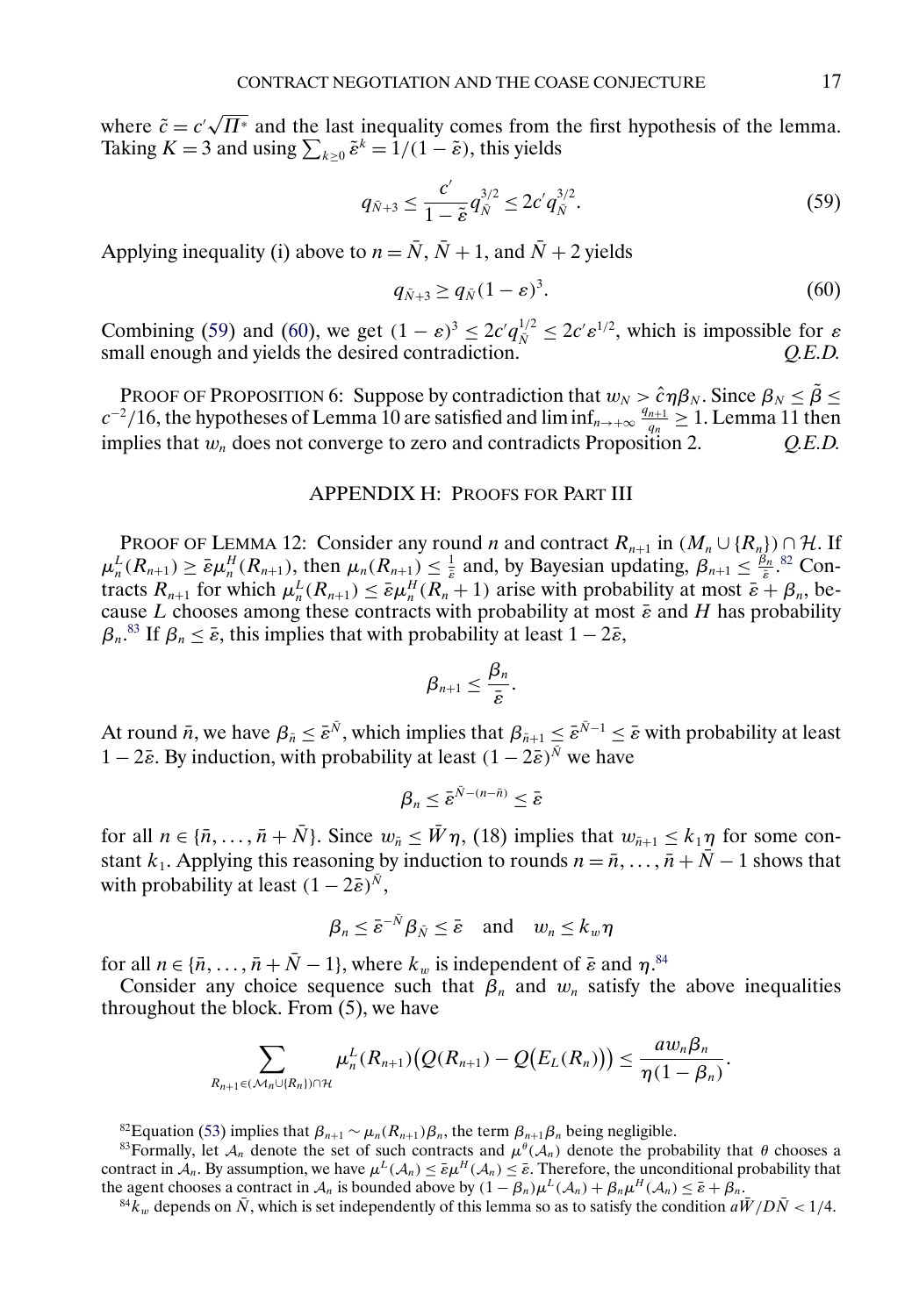where $\tilde{c} = c'\sqrt{\Pi^*}$ and the last inequality comes from the first hypothesis of the lemma. Taking $K = 3$ and using $\sum_{k\geq 0} \tilde{\varepsilon}^k = 1/(1-\tilde{\varepsilon})$, this yields

$$q_{\bar{N}+3} \leq \frac{c'}{1-\tilde{\varepsilon}} q_{\bar{N}}^{3/2} \leq 2c' q_{\bar{N}}^{3/2}. \tag{59}$$

Applying inequality (i) above to $n = \bar{N}$, $\bar{N}+1$, and $\bar{N}+2$ yields

$$q_{\bar{N}+3} \geq q_{\bar{N}}(1-\varepsilon)^3. \tag{60}$$

Combining (59) and (60), we get $(1-\varepsilon)^3 \leq 2c' q_{\bar{N}}^{1/2} \leq 2c'\varepsilon^{1/2}$, which is impossible for $\varepsilon$ small enough and yields the desired contradiction. *Q.E.D.*

PROOF OF PROPOSITION 6: Suppose by contradiction that $w_N > \hat{c}\eta\beta_N$. Since $\beta_N \leq \tilde{\beta} \leq c^{-2}/16$, the hypotheses of Lemma 10 are satisfied and $\liminf_{n\to+\infty} \frac{q_{n+1}}{q_n} \geq 1$. Lemma 11 then implies that $w_n$ does not converge to zero and contradicts Proposition 2. *Q.E.D.*

## APPENDIX H: PROOFS FOR PART III

PROOF OF LEMMA 12: Consider any round $n$ and contract $R_{n+1}$ in $(M_n \cup \{R_n\}) \cap \mathcal{H}$. If $\mu_n^L(R_{n+1}) \geq \bar{\varepsilon}\mu_n^H(R_{n+1})$, then $\mu_n(R_{n+1}) \leq \frac{1}{\bar{\varepsilon}}$ and, by Bayesian updating, $\beta_{n+1} \leq \frac{\beta_n}{\bar{\varepsilon}}$.[82] Contracts $R_{n+1}$ for which $\mu_n^L(R_{n+1}) \leq \bar{\varepsilon}\mu_n^H(R_n+1)$ arise with probability at most $\bar{\varepsilon} + \beta_n$, because $L$ chooses among these contracts with probability at most $\bar{\varepsilon}$ and $H$ has probability $\beta_n$.[83] If $\beta_n \leq \bar{\varepsilon}$, this implies that with probability at least $1 - 2\bar{\varepsilon}$,

$$\beta_{n+1} \leq \frac{\beta_n}{\bar{\varepsilon}}.$$

At round $\bar{n}$, we have $\beta_{\bar{n}} \leq \bar{\varepsilon}^{\bar{N}}$, which implies that $\beta_{\bar{n}+1} \leq \bar{\varepsilon}^{\bar{N}-1} \leq \bar{\varepsilon}$ with probability at least $1 - 2\bar{\varepsilon}$. By induction, with probability at least $(1-2\bar{\varepsilon})^{\bar{N}}$ we have

$$\beta_n \leq \bar{\varepsilon}^{\bar{N}-(n-\bar{n})} \leq \bar{\varepsilon}$$

for all $n \in \{\bar{n}, \ldots, \bar{n}+\bar{N}\}$. Since $w_{\bar{n}} \leq \bar{W}\eta$, (18) implies that $w_{\bar{n}+1} \leq k_1\eta$ for some constant $k_1$. Applying this reasoning by induction to rounds $n = \bar{n}, \ldots, \bar{n}+\bar{N}-1$ shows that with probability at least $(1-2\bar{\varepsilon})^{\bar{N}}$,

$$\beta_n \leq \bar{\varepsilon}^{-\bar{N}}\beta_{\bar{N}} \leq \bar{\varepsilon} \quad \text{and} \quad w_n \leq k_w\eta$$

for all $n \in \{\bar{n}, \ldots, \bar{n}+\bar{N}-1\}$, where $k_w$ is independent of $\bar{\varepsilon}$ and $\eta$.[84]

Consider any choice sequence such that $\beta_n$ and $w_n$ satisfy the above inequalities throughout the block. From (5), we have

$$\sum_{R_{n+1}\in(\mathcal{M}_n\cup\{R_n\})\cap\mathcal{H}} \mu_n^L(R_{n+1})\big(Q(R_{n+1}) - Q(E_L(R_n))\big) \leq \frac{aw_n\beta_n}{\eta(1-\beta_n)}.$$

[82] Equation (53) implies that $\beta_{n+1} \sim \mu_n(R_{n+1})\beta_n$, the term $\beta_{n+1}\beta_n$ being negligible.

[83] Formally, let $\mathcal{A}_n$ denote the set of such contracts and $\mu^\theta(\mathcal{A}_n)$ denote the probability that $\theta$ chooses a contract in $\mathcal{A}_n$. By assumption, we have $\mu^L(\mathcal{A}_n) \leq \bar{\varepsilon}\mu^H(\mathcal{A}_n) \leq \bar{\varepsilon}$. Therefore, the unconditional probability that the agent chooses a contract in $\mathcal{A}_n$ is bounded above by $(1-\beta_n)\mu^L(\mathcal{A}_n) + \beta_n\mu^H(\mathcal{A}_n) \leq \bar{\varepsilon} + \beta_n$.

[84] $k_w$ depends on $\bar{N}$, which is set independently of this lemma so as to satisfy the condition $a\bar{W}/D\bar{N} < 1/4$.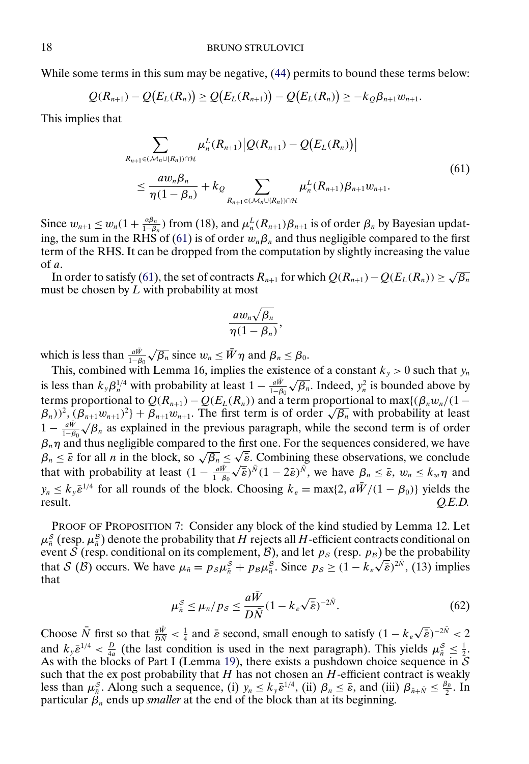While some terms in this sum may be negative, (44) permits to bound these terms below:

$$Q(R_{n+1}) - Q\big(E_L(R_n)\big) \geq Q\big(E_L(R_{n+1})\big) - Q\big(E_L(R_n)\big) \geq -k_Q \beta_{n+1} w_{n+1}.$$

This implies that

$$\sum_{R_{n+1}\in(\mathcal{M}_n\cup\{R_n\})\cap\mathcal{H}} \mu_n^L(R_{n+1})\big|Q(R_{n+1}) - Q\big(E_L(R_n)\big)\big|$$
$$\leq \frac{a w_n \beta_n}{\eta(1-\beta_n)} + k_Q \sum_{R_{n+1}\in(\mathcal{M}_n\cup\{R_n\})\cap\mathcal{H}} \mu_n^L(R_{n+1})\beta_{n+1} w_{n+1}. \tag{61}$$

Since $w_{n+1} \leq w_n(1 + \frac{\alpha\beta_n}{1-\beta_n})$ from (18), and $\mu_n^L(R_{n+1})\beta_{n+1}$ is of order $\beta_n$ by Bayesian updating, the sum in the RHS of (61) is of order $w_n\beta_n$ and thus negligible compared to the first term of the RHS. It can be dropped from the computation by slightly increasing the value of $a$.

In order to satisfy (61), the set of contracts $R_{n+1}$ for which $Q(R_{n+1}) - Q(E_L(R_n)) \geq \sqrt{\beta_n}$ must be chosen by $L$ with probability at most

$$\frac{a w_n \sqrt{\beta_n}}{\eta(1-\beta_n)},$$

which is less than $\frac{a\bar{W}}{1-\beta_0}\sqrt{\beta_n}$ since $w_n \leq \bar{W}\eta$ and $\beta_n \leq \beta_0$.

This, combined with Lemma 16, implies the existence of a constant $k_y > 0$ such that $y_n$ is less than $k_y\beta_n^{1/4}$ with probability at least $1 - \frac{a\bar{W}}{1-\beta_0}\sqrt{\beta_n}$. Indeed, $y_n^2$ is bounded above by terms proportional to $Q(R_{n+1}) - Q(E_L(R_n))$ and a term proportional to $\max\{(\beta_n w_n/(1-\beta_n))^2, (\beta_{n+1}w_{n+1})^2\} + \beta_{n+1}w_{n+1}$. The first term is of order $\sqrt{\beta_n}$ with probability at least $1 - \frac{a\bar{W}}{1-\beta_0}\sqrt{\beta_n}$ as explained in the previous paragraph, while the second term is of order $\beta_n\eta$ and thus negligible compared to the first one. For the sequences considered, we have $\beta_n \leq \bar{\varepsilon}$ for all $n$ in the block, so $\sqrt{\beta_n} \leq \sqrt{\bar{\varepsilon}}$. Combining these observations, we conclude that with probability at least $(1 - \frac{a\bar{W}}{1-\beta_0}\sqrt{\bar{\varepsilon}})^{\bar{N}}(1-2\bar{\varepsilon})^{\bar{N}}$, we have $\beta_n \leq \bar{\varepsilon}$, $w_n \leq k_w\eta$ and $y_n \leq k_y\bar{\varepsilon}^{1/4}$ for all rounds of the block. Choosing $k_\varepsilon = \max\{2, a\bar{W}/(1-\beta_0)\}$ yields the result. *Q.E.D.*

PROOF OF PROPOSITION 7: Consider any block of the kind studied by Lemma 12. Let $\mu_{\bar{n}}^{\mathcal{S}}$ (resp. $\mu_{\bar{n}}^{\mathcal{B}}$) denote the probability that $H$ rejects all $H$-efficient contracts conditional on event $\mathcal{S}$ (resp. conditional on its complement, $\mathcal{B}$), and let $p_{\mathcal{S}}$ (resp. $p_{\mathcal{B}}$) be the probability that $\mathcal{S}$ ($\mathcal{B}$) occurs. We have $\mu_{\bar{n}} = p_{\mathcal{S}}\mu_{\bar{n}}^{\mathcal{S}} + p_{\mathcal{B}}\mu_{\bar{n}}^{\mathcal{B}}$. Since $p_{\mathcal{S}} \geq (1 - k_\varepsilon\sqrt{\bar{\varepsilon}})^{2\bar{N}}$, (13) implies that

$$\mu_{\bar{n}}^{\mathcal{S}} \leq \mu_n/p_{\mathcal{S}} \leq \frac{a\bar{W}}{D\bar{N}}(1 - k_\varepsilon\sqrt{\bar{\varepsilon}})^{-2\bar{N}}. \tag{62}$$

Choose $\bar{N}$ first so that $\frac{a\bar{W}}{D\bar{N}} < \frac{1}{4}$ and $\bar{\varepsilon}$ second, small enough to satisfy $(1 - k_\varepsilon\sqrt{\bar{\varepsilon}})^{-2\bar{N}} < 2$ and $k_y\bar{\varepsilon}^{1/4} < \frac{D}{4a}$ (the last condition is used in the next paragraph). This yields $\mu_{\bar{n}}^{\mathcal{S}} \leq \frac{1}{2}$. As with the blocks of Part I (Lemma 19), there exists a pushdown choice sequence in $\mathcal{S}$ such that the ex post probability that $H$ has not chosen an $H$-efficient contract is weakly less than $\mu_{\bar{n}}^{\mathcal{S}}$. Along such a sequence, (i) $y_n \leq k_y\bar{\varepsilon}^{1/4}$, (ii) $\beta_n \leq \bar{\varepsilon}$, and (iii) $\beta_{\bar{n}+\bar{N}} \leq \frac{\beta_{\bar{n}}}{2}$. In particular $\beta_n$ ends up *smaller* at the end of the block than at its beginning.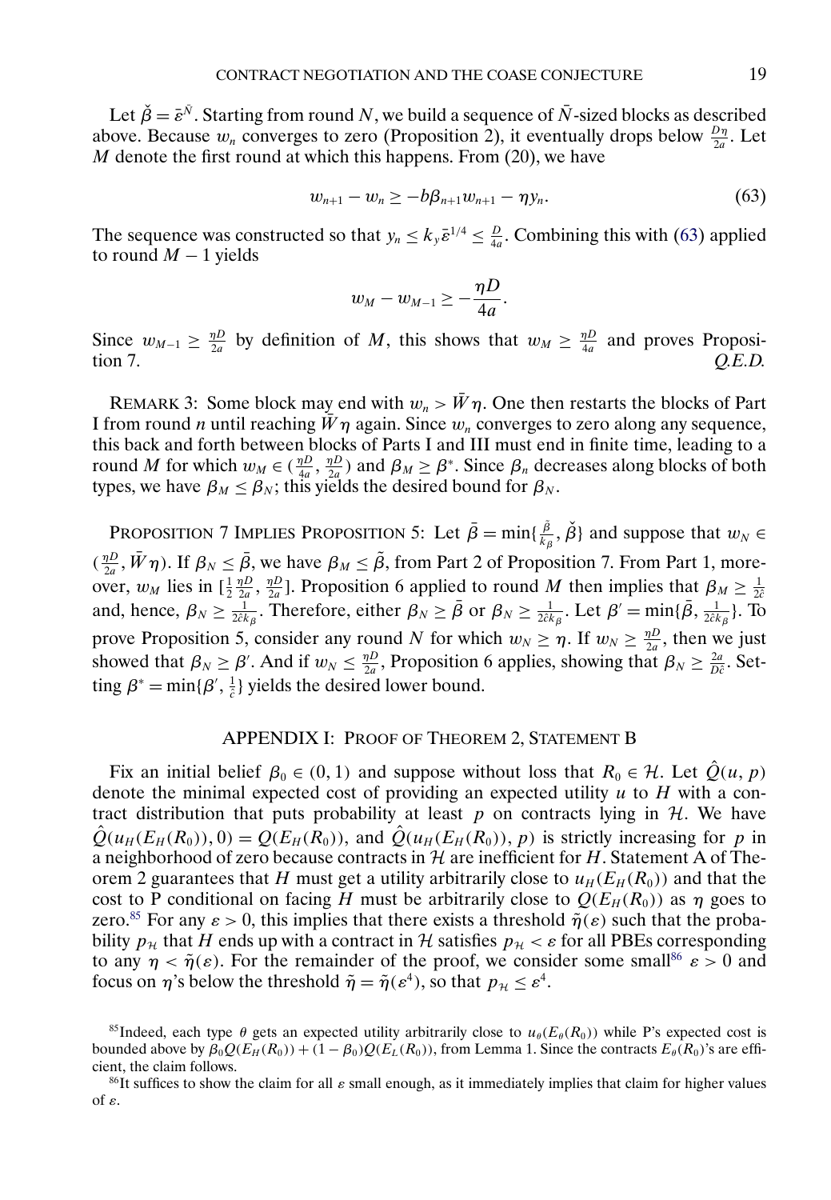Let $\check{\beta} = \bar{\varepsilon}^{\bar{N}}$. Starting from round $N$, we build a sequence of $\bar{N}$-sized blocks as described above. Because $w_n$ converges to zero (Proposition 2), it eventually drops below $\frac{D\eta}{2a}$. Let $M$ denote the first round at which this happens. From (20), we have

$$w_{n+1} - w_n \geq -b\beta_{n+1}w_{n+1} - \eta y_n. \tag{63}$$

The sequence was constructed so that $y_n \leq k_y \bar{\varepsilon}^{1/4} \leq \frac{D}{4a}$. Combining this with (63) applied to round $M-1$ yields

$$w_M - w_{M-1} \geq -\frac{\eta D}{4a}.$$

Since $w_{M-1} \geq \frac{\eta D}{2a}$ by definition of $M$, this shows that $w_M \geq \frac{\eta D}{4a}$ and proves Proposition 7. *Q.E.D.*

REMARK 3: Some block may end with $w_n > \bar{W}\eta$. One then restarts the blocks of Part I from round $n$ until reaching $\bar{W}\eta$ again. Since $w_n$ converges to zero along any sequence, this back and forth between blocks of Parts I and III must end in finite time, leading to a round $M$ for which $w_M \in (\frac{\eta D}{4a}, \frac{\eta D}{2a})$ and $\beta_M \geq \beta^*$. Since $\beta_n$ decreases along blocks of both types, we have $\beta_M \leq \beta_N$; this yields the desired bound for $\beta_N$.

PROPOSITION 7 IMPLIES PROPOSITION 5: Let $\bar{\beta} = \min\{\frac{\tilde{\beta}}{k_\beta}, \check{\beta}\}$ and suppose that $w_N \in (\frac{\eta D}{2a}, \bar{W}\eta)$. If $\beta_N \leq \bar{\beta}$, we have $\beta_M \leq \tilde{\beta}$, from Part 2 of Proposition 7. From Part 1, moreover, $w_M$ lies in $[\frac{1}{2}\frac{\eta D}{2a}, \frac{\eta D}{2a}]$. Proposition 6 applied to round $M$ then implies that $\beta_M \geq \frac{1}{2\hat{c}}$ and, hence, $\beta_N \geq \frac{1}{2\hat{c}k_\beta}$. Therefore, either $\beta_N \geq \bar{\beta}$ or $\beta_N \geq \frac{1}{2\hat{c}k_\beta}$. Let $\beta' = \min\{\bar{\beta}, \frac{1}{2\hat{c}k_\beta}\}$. To prove Proposition 5, consider any round $N$ for which $w_N \geq \eta$. If $w_N \geq \frac{\eta D}{2a}$, then we just showed that $\beta_N \geq \beta'$. And if $w_N \leq \frac{\eta D}{2a}$, Proposition 6 applies, showing that $\beta_N \geq \frac{2a}{D\hat{c}}$. Setting $\beta^* = \min\{\beta', \frac{1}{\hat{c}}\}$ yields the desired lower bound.

## APPENDIX I: PROOF OF THEOREM 2, STATEMENT B

Fix an initial belief $\beta_0 \in (0, 1)$ and suppose without loss that $R_0 \in \mathcal{H}$. Let $\hat{Q}(u, p)$ denote the minimal expected cost of providing an expected utility $u$ to $H$ with a contract distribution that puts probability at least $p$ on contracts lying in $\mathcal{H}$. We have $\hat{Q}(u_H(E_H(R_0)), 0) = Q(E_H(R_0))$, and $\hat{Q}(u_H(E_H(R_0)), p)$ is strictly increasing for $p$ in a neighborhood of zero because contracts in $\mathcal{H}$ are inefficient for $H$. Statement A of Theorem 2 guarantees that $H$ must get a utility arbitrarily close to $u_H(E_H(R_0))$ and that the cost to P conditional on facing $H$ must be arbitrarily close to $Q(E_H(R_0))$ as $\eta$ goes to zero.[85] For any $\varepsilon > 0$, this implies that there exists a threshold $\tilde{\eta}(\varepsilon)$ such that the probability $p_{\mathcal{H}}$ that $H$ ends up with a contract in $\mathcal{H}$ satisfies $p_{\mathcal{H}} < \varepsilon$ for all PBEs corresponding to any $\eta < \tilde{\eta}(\varepsilon)$. For the remainder of the proof, we consider some small[86] $\varepsilon > 0$ and focus on $\eta$'s below the threshold $\tilde{\eta} = \tilde{\eta}(\varepsilon^4)$, so that $p_{\mathcal{H}} \leq \varepsilon^4$.

[85] Indeed, each type $\theta$ gets an expected utility arbitrarily close to $u_\theta(E_\theta(R_0))$ while P's expected cost is bounded above by $\beta_0 Q(E_H(R_0)) + (1-\beta_0)Q(E_L(R_0))$, from Lemma 1. Since the contracts $E_\theta(R_0)$'s are efficient, the claim follows.

[86] It suffices to show the claim for all $\varepsilon$ small enough, as it immediately implies that claim for higher values of $\varepsilon$.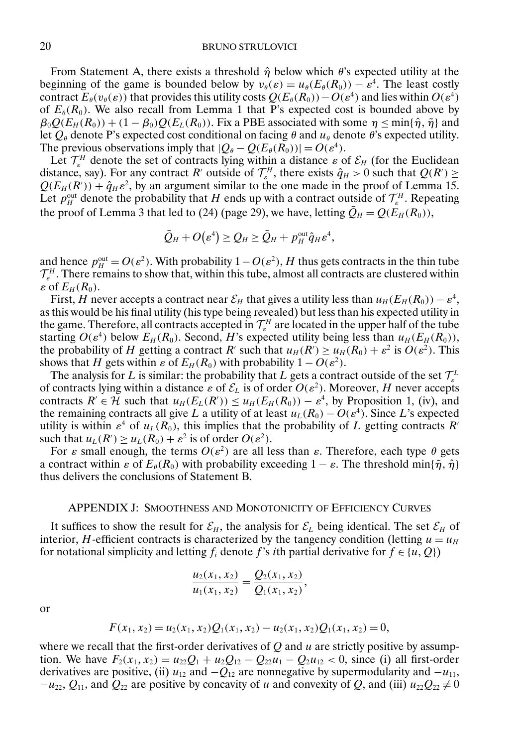From Statement A, there exists a threshold $\hat{\eta}$ below which $\theta$'s expected utility at the beginning of the game is bounded below by $v_\theta(\varepsilon) = u_\theta(E_\theta(R_0)) - \varepsilon^4$. The least costly contract $E_\theta(v_\theta(\varepsilon))$ that provides this utility costs $Q(E_\theta(R_0)) - O(\varepsilon^4)$ and lies within $O(\varepsilon^4)$ of $E_\theta(R_0)$. We also recall from Lemma 1 that P's expected cost is bounded above by $\beta_0 Q(E_H(R_0)) + (1-\beta_0)Q(E_L(R_0))$. Fix a PBE associated with some $\eta \leq \min\{\hat{\eta}, \tilde{\eta}\}$ and let $Q_\theta$ denote P's expected cost conditional on facing $\theta$ and $u_\theta$ denote $\theta$'s expected utility. The previous observations imply that $|Q_\theta - Q(E_\theta(R_0))| = O(\varepsilon^4)$.

Let $\mathcal{T}_\varepsilon^H$ denote the set of contracts lying within a distance $\varepsilon$ of $\mathcal{E}_H$ (for the Euclidean distance, say). For any contract $R'$ outside of $\mathcal{T}_\varepsilon^H$, there exists $\hat{q}_H > 0$ such that $Q(R') \geq Q(E_H(R')) + \hat{q}_H \varepsilon^2$, by an argument similar to the one made in the proof of Lemma 15. Let $p_H^{\text{out}}$ denote the probability that $H$ ends up with a contract outside of $\mathcal{T}_\varepsilon^H$. Repeating the proof of Lemma 3 that led to (24) (page 29), we have, letting $\bar{Q}_H = Q(E_H(R_0))$,

$$\bar{Q}_H + O(\varepsilon^4) \geq Q_H \geq \bar{Q}_H + p_H^{\text{out}} \hat{q}_H \varepsilon^4,$$

and hence $p_H^{\text{out}} = O(\varepsilon^2)$. With probability $1 - O(\varepsilon^2)$, $H$ thus gets contracts in the thin tube $\mathcal{T}_\varepsilon^H$. There remains to show that, within this tube, almost all contracts are clustered within $\varepsilon$ of $E_H(R_0)$.

First, $H$ never accepts a contract near $\mathcal{E}_H$ that gives a utility less than $u_H(E_H(R_0)) - \varepsilon^4$, as this would be his final utility (his type being revealed) but less than his expected utility in the game. Therefore, all contracts accepted in $\mathcal{T}_\varepsilon^H$ are located in the upper half of the tube starting $O(\varepsilon^4)$ below $E_H(R_0)$. Second, $H$'s expected utility being less than $u_H(E_H(R_0))$, the probability of $H$ getting a contract $R'$ such that $u_H(R') \geq u_H(R_0) + \varepsilon^2$ is $O(\varepsilon^2)$. This shows that $H$ gets within $\varepsilon$ of $E_H(R_0)$ with probability $1 - O(\varepsilon^2)$.

The analysis for $L$ is similar: the probability that $L$ gets a contract outside of the set $\mathcal{T}_\varepsilon^L$ of contracts lying within a distance $\varepsilon$ of $\mathcal{E}_L$ is of order $O(\varepsilon^2)$. Moreover, $H$ never accepts contracts $R' \in \mathcal{H}$ such that $u_H(E_L(R')) \leq u_H(E_H(R_0)) - \varepsilon^4$, by Proposition 1, (iv), and the remaining contracts all give $L$ a utility of at least $u_L(R_0) - O(\varepsilon^4)$. Since $L$'s expected utility is within $\varepsilon^4$ of $u_L(R_0)$, this implies that the probability of $L$ getting contracts $R'$ such that $u_L(R') \geq u_L(R_0) + \varepsilon^2$ is of order $O(\varepsilon^2)$.

For $\varepsilon$ small enough, the terms $O(\varepsilon^2)$ are all less than $\varepsilon$. Therefore, each type $\theta$ gets a contract within $\varepsilon$ of $E_\theta(R_0)$ with probability exceeding $1 - \varepsilon$. The threshold $\min\{\tilde{\eta}, \hat{\eta}\}$ thus delivers the conclusions of Statement B.

## APPENDIX J: SMOOTHNESS AND MONOTONICITY OF EFFICIENCY CURVES

It suffices to show the result for $\mathcal{E}_H$, the analysis for $\mathcal{E}_L$ being identical. The set $\mathcal{E}_H$ of interior, $H$-efficient contracts is characterized by the tangency condition (letting $u = u_H$ for notational simplicity and letting $f_i$ denote $f$'s $i$th partial derivative for $f \in \{u, Q\}$)

$$\frac{u_2(x_1, x_2)}{u_1(x_1, x_2)} = \frac{Q_2(x_1, x_2)}{Q_1(x_1, x_2)},$$

or

$$F(x_1, x_2) = u_2(x_1, x_2)Q_1(x_1, x_2) - u_2(x_1, x_2)Q_1(x_1, x_2) = 0,$$

where we recall that the first-order derivatives of $Q$ and $u$ are strictly positive by assumption. We have $F_2(x_1, x_2) = u_{22}Q_1 + u_2 Q_{12} - Q_{22}u_1 - Q_2 u_{12} < 0$, since (i) all first-order derivatives are positive, (ii) $u_{12}$ and $-Q_{12}$ are nonnegative by supermodularity and $-u_{11}$, $-u_{22}$, $Q_{11}$, and $Q_{22}$ are positive by concavity of $u$ and convexity of $Q$, and (iii) $u_{22}Q_{22} \neq 0$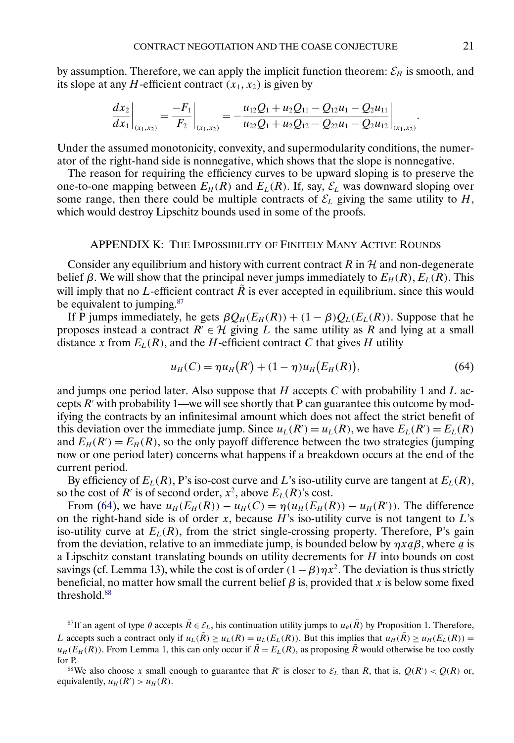by assumption. Therefore, we can apply the implicit function theorem: $\mathcal{E}_H$ is smooth, and its slope at any $H$-efficient contract $(x_1, x_2)$ is given by

$$\left.\frac{dx_2}{dx_1}\right|_{(x_1,x_2)} = \left.\frac{-F_1}{F_2}\right|_{(x_1,x_2)} = -\left.\frac{u_{12}Q_1 + u_2 Q_{11} - Q_{12}u_1 - Q_2 u_{11}}{u_{22}Q_1 + u_2 Q_{12} - Q_{22}u_1 - Q_2 u_{12}}\right|_{(x_1,x_2)}.$$

Under the assumed monotonicity, convexity, and supermodularity conditions, the numerator of the right-hand side is nonnegative, which shows that the slope is nonnegative.

The reason for requiring the efficiency curves to be upward sloping is to preserve the one-to-one mapping between $E_H(R)$ and $E_L(R)$. If, say, $\mathcal{E}_L$ was downward sloping over some range, then there could be multiple contracts of $\mathcal{E}_L$ giving the same utility to $H$, which would destroy Lipschitz bounds used in some of the proofs.

## APPENDIX K: THE IMPOSSIBILITY OF FINITELY MANY ACTIVE ROUNDS

Consider any equilibrium and history with current contract $R$ in $\mathcal{H}$ and non-degenerate belief $\beta$. We will show that the principal never jumps immediately to $E_H(R), E_L(R)$. This will imply that no $L$-efficient contract $\tilde{R}$ is ever accepted in equilibrium, since this would be equivalent to jumping.[87]

If P jumps immediately, he gets $\beta Q_H(E_H(R)) + (1-\beta)Q_L(E_L(R))$. Suppose that he proposes instead a contract $R' \in \mathcal{H}$ giving $L$ the same utility as $R$ and lying at a small distance $x$ from $E_L(R)$, and the $H$-efficient contract $C$ that gives $H$ utility

$$u_H(C) = \eta u_H(R') + (1-\eta)u_H(E_H(R)), \tag{64}$$

and jumps one period later. Also suppose that $H$ accepts $C$ with probability 1 and $L$ accepts $R'$ with probability 1—we will see shortly that P can guarantee this outcome by modifying the contracts by an infinitesimal amount which does not affect the strict benefit of this deviation over the immediate jump. Since $u_L(R') = u_L(R)$, we have $E_L(R') = E_L(R)$ and $E_H(R') = E_H(R)$, so the only payoff difference between the two strategies (jumping now or one period later) concerns what happens if a breakdown occurs at the end of the current period.

By efficiency of $E_L(R)$, P's iso-cost curve and $L$'s iso-utility curve are tangent at $E_L(R)$, so the cost of $R'$ is of second order, $x^2$, above $E_L(R)$'s cost.

From (64), we have $u_H(E_H(R)) - u_H(C) = \eta(u_H(E_H(R)) - u_H(R'))$. The difference on the right-hand side is of order $x$, because $H$'s iso-utility curve is not tangent to $L$'s iso-utility curve at $E_L(R)$, from the strict single-crossing property. Therefore, P's gain from the deviation, relative to an immediate jump, is bounded below by $\eta x \underline{a}\beta$, where $\underline{a}$ is a Lipschitz constant translating bounds on utility decrements for $H$ into bounds on cost savings (cf. Lemma 13), while the cost is of order $(1-\beta)\eta x^2$. The deviation is thus strictly beneficial, no matter how small the current belief $\beta$ is, provided that $x$ is below some fixed threshold.[88]

[87]If an agent of type $\theta$ accepts $\tilde{R} \in \mathcal{E}_L$, his continuation utility jumps to $u_\theta(\tilde{R})$ by Proposition 1. Therefore, $L$ accepts such a contract only if $u_L(\tilde{R}) \geq u_L(R) = u_L(E_L(R))$. But this implies that $u_H(\tilde{R}) \geq u_H(E_L(R)) = u_H(E_H(R))$. From Lemma 1, this can only occur if $\tilde{R} = E_L(R)$, as proposing $\tilde{R}$ would otherwise be too costly for P.

[88]We also choose $x$ small enough to guarantee that $R'$ is closer to $\mathcal{E}_L$ than $R$, that is, $Q(R') < Q(R)$ or, equivalently, $u_H(R') > u_H(R)$.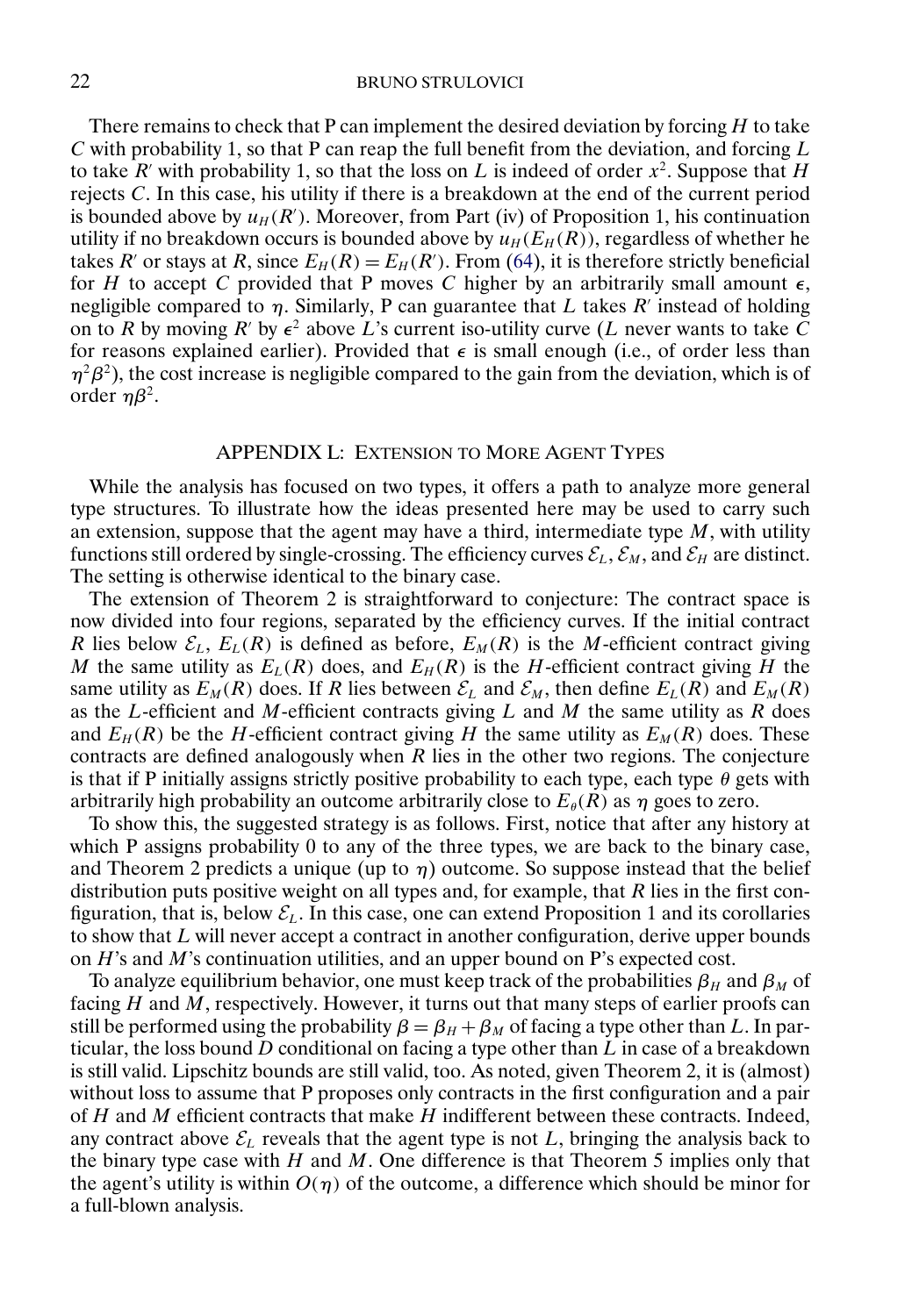There remains to check that P can implement the desired deviation by forcing $H$ to take $C$ with probability 1, so that P can reap the full benefit from the deviation, and forcing $L$ to take $R'$ with probability 1, so that the loss on $L$ is indeed of order $x^2$. Suppose that $H$ rejects $C$. In this case, his utility if there is a breakdown at the end of the current period is bounded above by $u_H(R')$. Moreover, from Part (iv) of Proposition 1, his continuation utility if no breakdown occurs is bounded above by $u_H(E_H(R))$, regardless of whether he takes $R'$ or stays at $R$, since $E_H(R) = E_H(R')$. From (64), it is therefore strictly beneficial for $H$ to accept $C$ provided that P moves $C$ higher by an arbitrarily small amount $\epsilon$, negligible compared to $\eta$. Similarly, P can guarantee that $L$ takes $R'$ instead of holding on to $R$ by moving $R'$ by $\epsilon^2$ above $L$'s current iso-utility curve ($L$ never wants to take $C$ for reasons explained earlier). Provided that $\epsilon$ is small enough (i.e., of order less than $\eta^2\beta^2$), the cost increase is negligible compared to the gain from the deviation, which is of order $\eta\beta^2$.

## APPENDIX L: EXTENSION TO MORE AGENT TYPES

While the analysis has focused on two types, it offers a path to analyze more general type structures. To illustrate how the ideas presented here may be used to carry such an extension, suppose that the agent may have a third, intermediate type $M$, with utility functions still ordered by single-crossing. The efficiency curves $\mathcal{E}_L$, $\mathcal{E}_M$, and $\mathcal{E}_H$ are distinct. The setting is otherwise identical to the binary case.

The extension of Theorem 2 is straightforward to conjecture: The contract space is now divided into four regions, separated by the efficiency curves. If the initial contract $R$ lies below $\mathcal{E}_L$, $E_L(R)$ is defined as before, $E_M(R)$ is the $M$-efficient contract giving $M$ the same utility as $E_L(R)$ does, and $E_H(R)$ is the $H$-efficient contract giving $H$ the same utility as $E_M(R)$ does. If $R$ lies between $\mathcal{E}_L$ and $\mathcal{E}_M$, then define $E_L(R)$ and $E_M(R)$ as the $L$-efficient and $M$-efficient contracts giving $L$ and $M$ the same utility as $R$ does and $E_H(R)$ be the $H$-efficient contract giving $H$ the same utility as $E_M(R)$ does. These contracts are defined analogously when $R$ lies in the other two regions. The conjecture is that if P initially assigns strictly positive probability to each type, each type $\theta$ gets with arbitrarily high probability an outcome arbitrarily close to $E_\theta(R)$ as $\eta$ goes to zero.

To show this, the suggested strategy is as follows. First, notice that after any history at which P assigns probability 0 to any of the three types, we are back to the binary case, and Theorem 2 predicts a unique (up to $\eta$) outcome. So suppose instead that the belief distribution puts positive weight on all types and, for example, that $R$ lies in the first configuration, that is, below $\mathcal{E}_L$. In this case, one can extend Proposition 1 and its corollaries to show that $L$ will never accept a contract in another configuration, derive upper bounds on $H$'s and $M$'s continuation utilities, and an upper bound on P's expected cost.

To analyze equilibrium behavior, one must keep track of the probabilities $\beta_H$ and $\beta_M$ of facing $H$ and $M$, respectively. However, it turns out that many steps of earlier proofs can still be performed using the probability $\beta = \beta_H + \beta_M$ of facing a type other than $L$. In particular, the loss bound $D$ conditional on facing a type other than $L$ in case of a breakdown is still valid. Lipschitz bounds are still valid, too. As noted, given Theorem 2, it is (almost) without loss to assume that P proposes only contracts in the first configuration and a pair of $H$ and $M$ efficient contracts that make $H$ indifferent between these contracts. Indeed, any contract above $\mathcal{E}_L$ reveals that the agent type is not $L$, bringing the analysis back to the binary type case with $H$ and $M$. One difference is that Theorem 5 implies only that the agent's utility is within $O(\eta)$ of the outcome, a difference which should be minor for a full-blown analysis.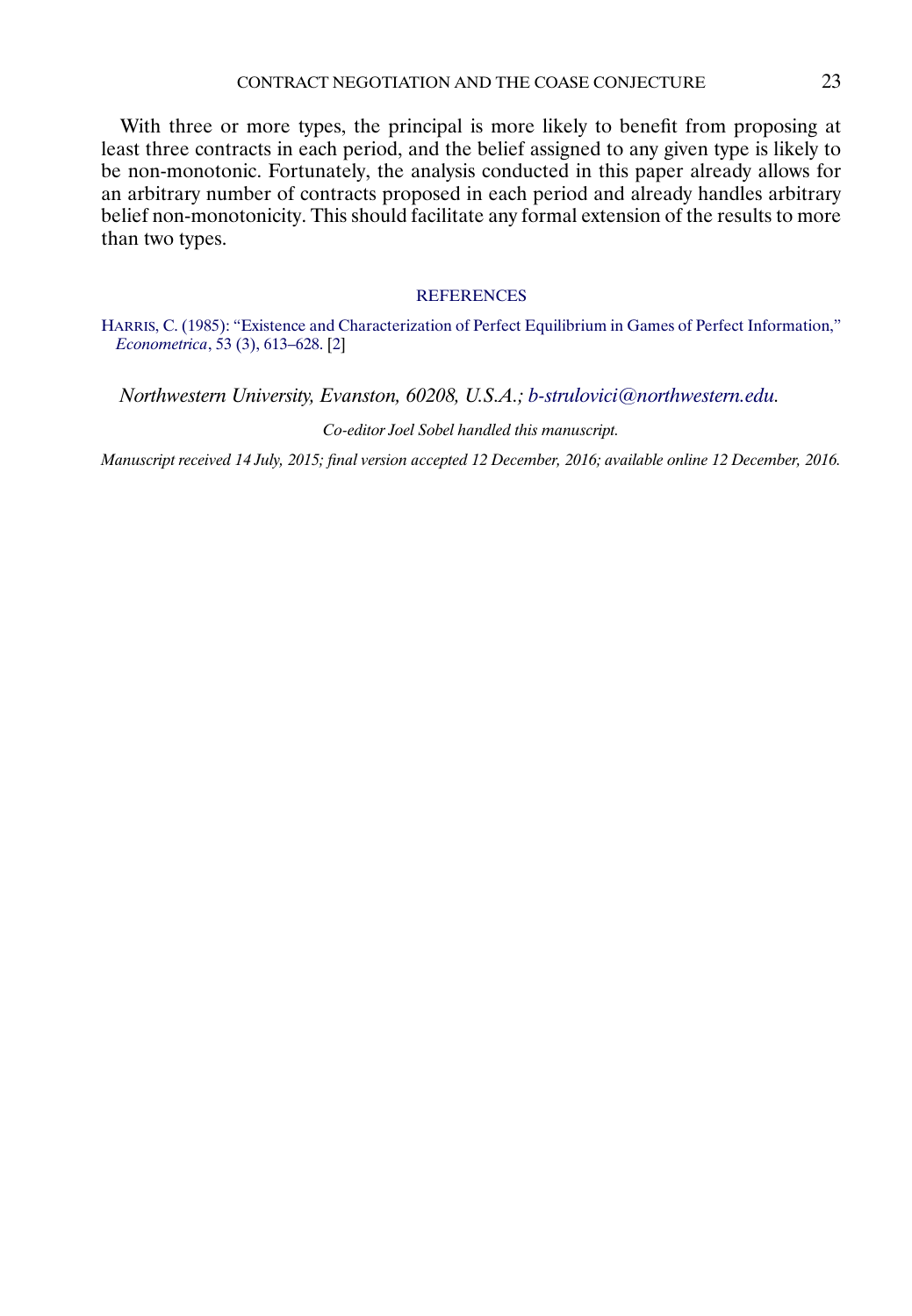With three or more types, the principal is more likely to benefit from proposing at least three contracts in each period, and the belief assigned to any given type is likely to be non-monotonic. Fortunately, the analysis conducted in this paper already allows for an arbitrary number of contracts proposed in each period and already handles arbitrary belief non-monotonicity. This should facilitate any formal extension of the results to more than two types.

## REFERENCES

HARRIS, C. (1985): "Existence and Characterization of Perfect Equilibrium in Games of Perfect Information," *Econometrica*, 53 (3), 613–628. [2]

*Northwestern University, Evanston, 60208, U.S.A.; b-strulovici@northwestern.edu.*

*Co-editor Joel Sobel handled this manuscript.*

*Manuscript received 14 July, 2015; final version accepted 12 December, 2016; available online 12 December, 2016.*